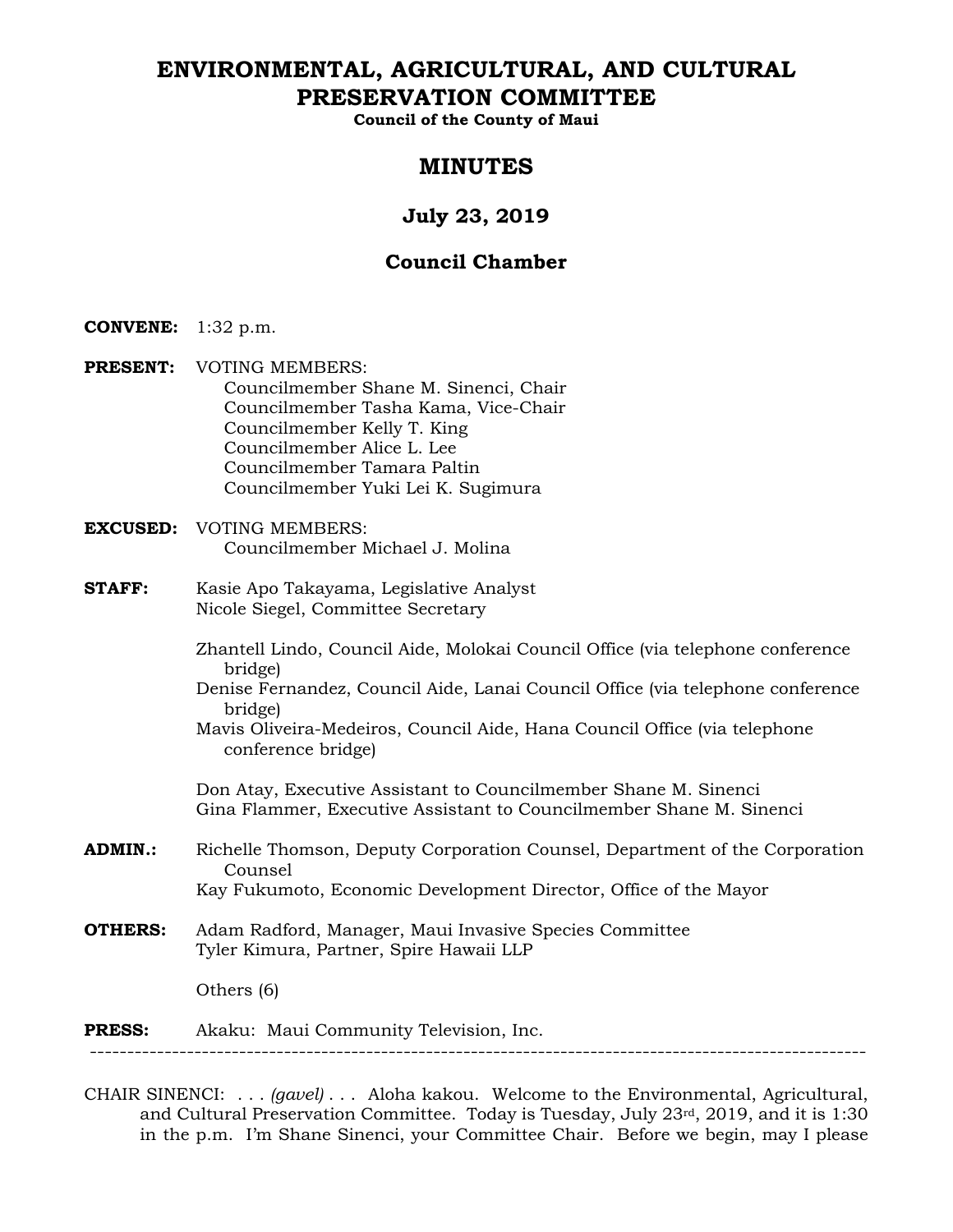# ENVIRONMENTAL, AGRICULTURAL, AND CULTURAL PRESERVATION COMMITTEE

**Council of the County of Maui**

## MINUTES

### July 23, 2019

### Council Chamber

**CONVENE:** 1:32 p.m.

**PRESENT:** VOTING MEMBERS:
Councilmember Shane M. Sinenci, Chair
Councilmember Tasha Kama, Vice-Chair
Councilmember Kelly T. King
Councilmember Alice L. Lee
Councilmember Tamara Paltin
Councilmember Yuki Lei K. Sugimura

**EXCUSED:** VOTING MEMBERS:
Councilmember Michael J. Molina

**STAFF:** Kasie Apo Takayama, Legislative Analyst
Nicole Siegel, Committee Secretary

Zhantell Lindo, Council Aide, Molokai Council Office (via telephone conference bridge)
Denise Fernandez, Council Aide, Lanai Council Office (via telephone conference bridge)
Mavis Oliveira-Medeiros, Council Aide, Hana Council Office (via telephone conference bridge)

Don Atay, Executive Assistant to Councilmember Shane M. Sinenci
Gina Flammer, Executive Assistant to Councilmember Shane M. Sinenci

**ADMIN.:** Richelle Thomson, Deputy Corporation Counsel, Department of the Corporation Counsel
Kay Fukumoto, Economic Development Director, Office of the Mayor

**OTHERS:** Adam Radford, Manager, Maui Invasive Species Committee
Tyler Kimura, Partner, Spire Hawaii LLP

Others (6)

**PRESS:** Akaku: Maui Community Television, Inc.

---

CHAIR SINENCI: . . . *(gavel)* . . . Aloha kakou. Welcome to the Environmental, Agricultural, and Cultural Preservation Committee. Today is Tuesday, July 23rd, 2019, and it is 1:30 in the p.m. I'm Shane Sinenci, your Committee Chair. Before we begin, may I please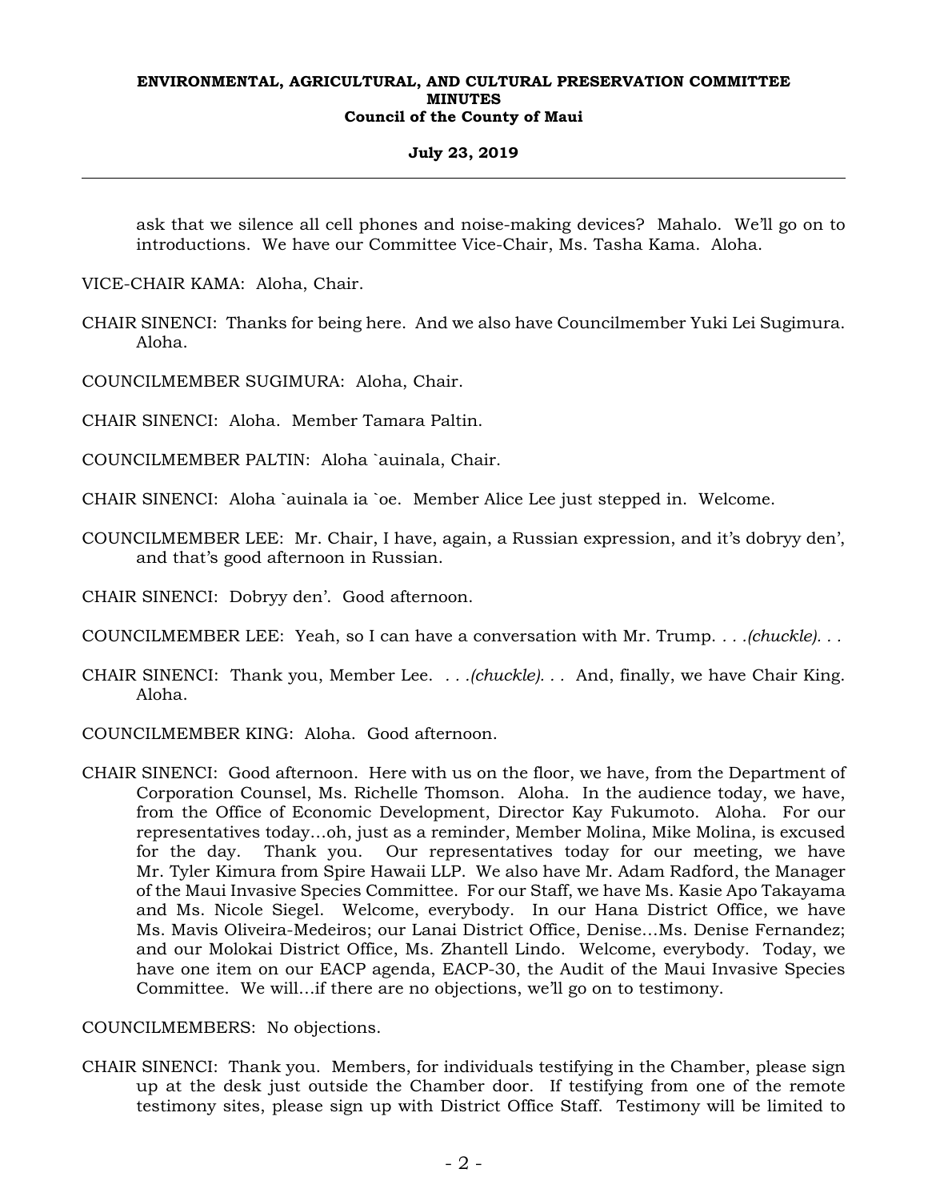ask that we silence all cell phones and noise-making devices? Mahalo. We'll go on to introductions. We have our Committee Vice-Chair, Ms. Tasha Kama. Aloha.

VICE-CHAIR KAMA: Aloha, Chair.

CHAIR SINENCI: Thanks for being here. And we also have Councilmember Yuki Lei Sugimura. Aloha.

COUNCILMEMBER SUGIMURA: Aloha, Chair.

CHAIR SINENCI: Aloha. Member Tamara Paltin.

COUNCILMEMBER PALTIN: Aloha `auinala, Chair.

CHAIR SINENCI: Aloha `auinala ia `oe. Member Alice Lee just stepped in. Welcome.

COUNCILMEMBER LEE: Mr. Chair, I have, again, a Russian expression, and it's dobryy den', and that's good afternoon in Russian.

CHAIR SINENCI: Dobryy den'. Good afternoon.

COUNCILMEMBER LEE: Yeah, so I can have a conversation with Mr. Trump. *. . .(chuckle). . .*

CHAIR SINENCI: Thank you, Member Lee. *. . .(chuckle). . .* And, finally, we have Chair King. Aloha.

COUNCILMEMBER KING: Aloha. Good afternoon.

CHAIR SINENCI: Good afternoon. Here with us on the floor, we have, from the Department of Corporation Counsel, Ms. Richelle Thomson. Aloha. In the audience today, we have, from the Office of Economic Development, Director Kay Fukumoto. Aloha. For our representatives today...oh, just as a reminder, Member Molina, Mike Molina, is excused for the day. Thank you. Our representatives today for our meeting, we have Mr. Tyler Kimura from Spire Hawaii LLP. We also have Mr. Adam Radford, the Manager of the Maui Invasive Species Committee. For our Staff, we have Ms. Kasie Apo Takayama and Ms. Nicole Siegel. Welcome, everybody. In our Hana District Office, we have Ms. Mavis Oliveira-Medeiros; our Lanai District Office, Denise...Ms. Denise Fernandez; and our Molokai District Office, Ms. Zhantell Lindo. Welcome, everybody. Today, we have one item on our EACP agenda, EACP-30, the Audit of the Maui Invasive Species Committee. We will...if there are no objections, we'll go on to testimony.

COUNCILMEMBERS: No objections.

CHAIR SINENCI: Thank you. Members, for individuals testifying in the Chamber, please sign up at the desk just outside the Chamber door. If testifying from one of the remote testimony sites, please sign up with District Office Staff. Testimony will be limited to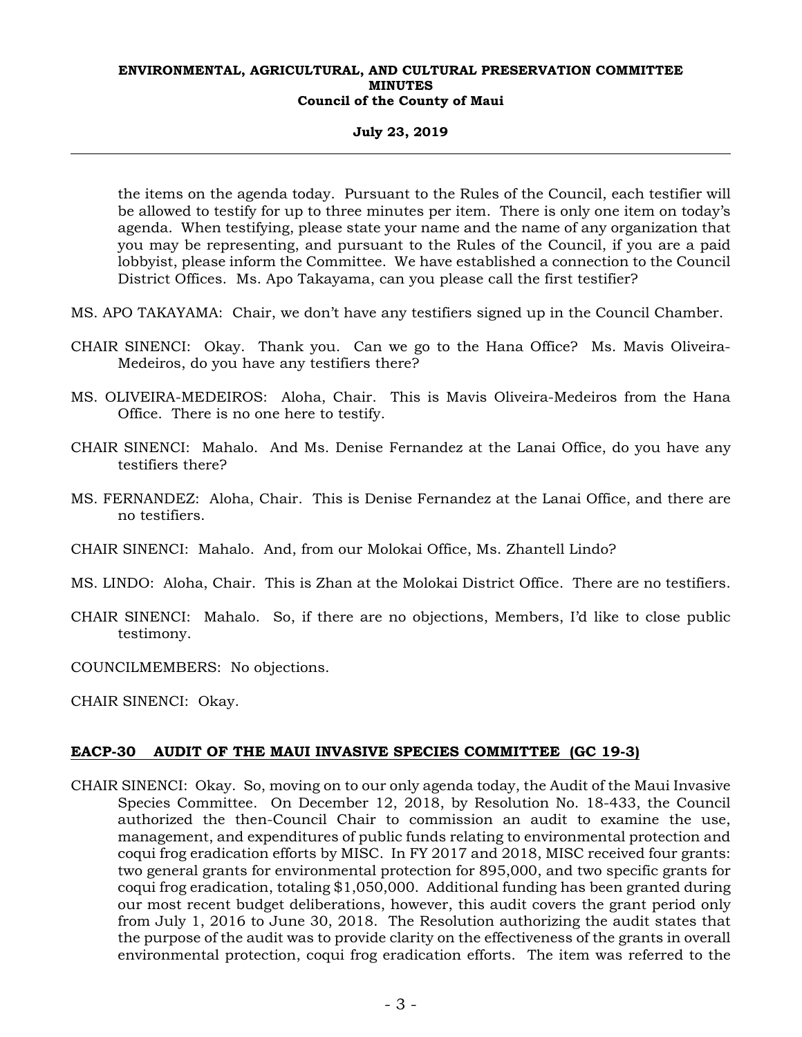the items on the agenda today. Pursuant to the Rules of the Council, each testifier will be allowed to testify for up to three minutes per item. There is only one item on today's agenda. When testifying, please state your name and the name of any organization that you may be representing, and pursuant to the Rules of the Council, if you are a paid lobbyist, please inform the Committee. We have established a connection to the Council District Offices. Ms. Apo Takayama, can you please call the first testifier?

MS. APO TAKAYAMA: Chair, we don't have any testifiers signed up in the Council Chamber.

CHAIR SINENCI: Okay. Thank you. Can we go to the Hana Office? Ms. Mavis Oliveira-Medeiros, do you have any testifiers there?

MS. OLIVEIRA-MEDEIROS: Aloha, Chair. This is Mavis Oliveira-Medeiros from the Hana Office. There is no one here to testify.

CHAIR SINENCI: Mahalo. And Ms. Denise Fernandez at the Lanai Office, do you have any testifiers there?

MS. FERNANDEZ: Aloha, Chair. This is Denise Fernandez at the Lanai Office, and there are no testifiers.

CHAIR SINENCI: Mahalo. And, from our Molokai Office, Ms. Zhantell Lindo?

MS. LINDO: Aloha, Chair. This is Zhan at the Molokai District Office. There are no testifiers.

CHAIR SINENCI: Mahalo. So, if there are no objections, Members, I'd like to close public testimony.

COUNCILMEMBERS: No objections.

CHAIR SINENCI: Okay.

**EACP-30 AUDIT OF THE MAUI INVASIVE SPECIES COMMITTEE (GC 19-3)**

CHAIR SINENCI: Okay. So, moving on to our only agenda today, the Audit of the Maui Invasive Species Committee. On December 12, 2018, by Resolution No. 18-433, the Council authorized the then-Council Chair to commission an audit to examine the use, management, and expenditures of public funds relating to environmental protection and coqui frog eradication efforts by MISC. In FY 2017 and 2018, MISC received four grants: two general grants for environmental protection for 895,000, and two specific grants for coqui frog eradication, totaling $1,050,000. Additional funding has been granted during our most recent budget deliberations, however, this audit covers the grant period only from July 1, 2016 to June 30, 2018. The Resolution authorizing the audit states that the purpose of the audit was to provide clarity on the effectiveness of the grants in overall environmental protection, coqui frog eradication efforts. The item was referred to the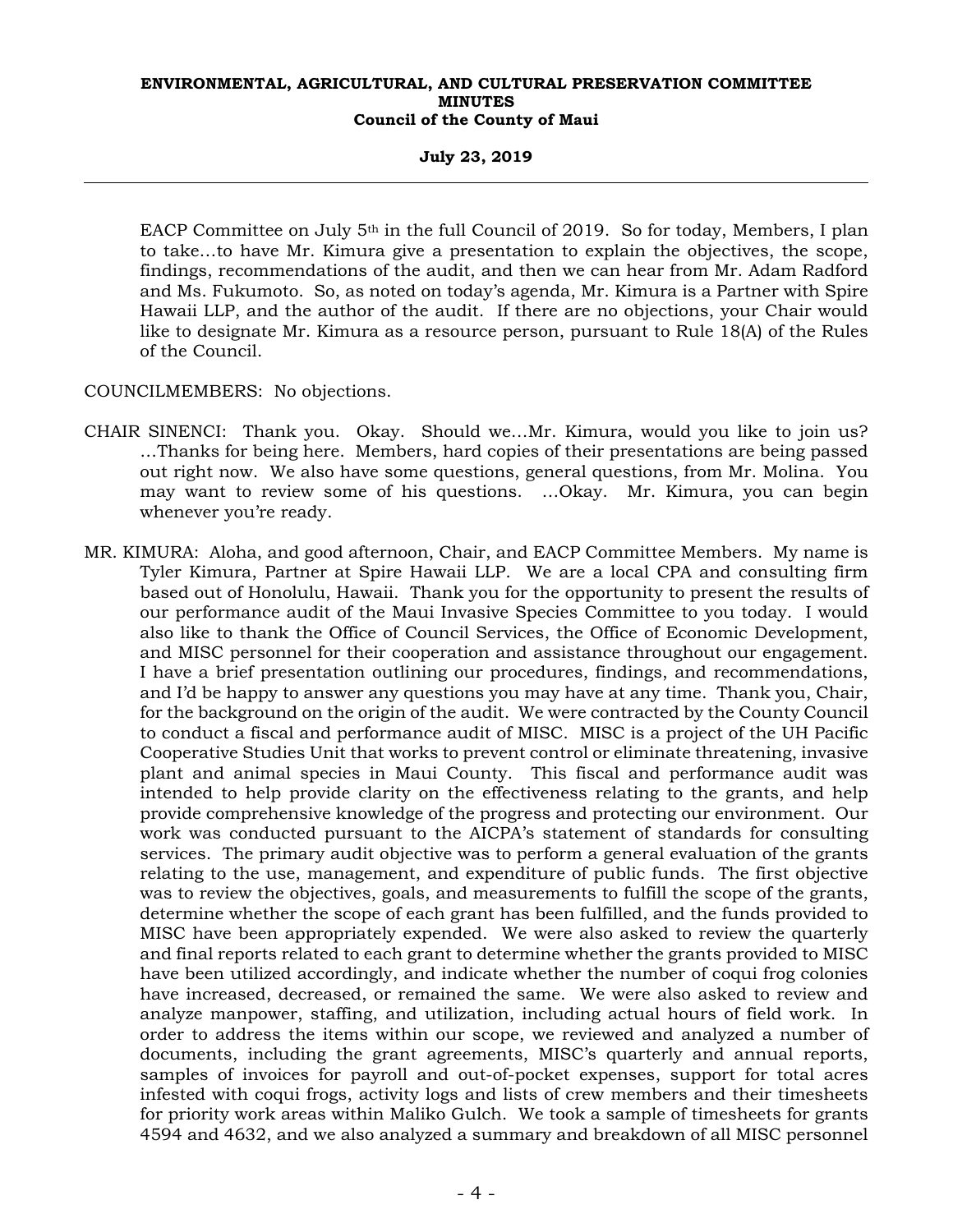EACP Committee on July 5th in the full Council of 2019. So for today, Members, I plan to take…to have Mr. Kimura give a presentation to explain the objectives, the scope, findings, recommendations of the audit, and then we can hear from Mr. Adam Radford and Ms. Fukumoto. So, as noted on today's agenda, Mr. Kimura is a Partner with Spire Hawaii LLP, and the author of the audit. If there are no objections, your Chair would like to designate Mr. Kimura as a resource person, pursuant to Rule 18(A) of the Rules of the Council.

COUNCILMEMBERS: No objections.

CHAIR SINENCI: Thank you. Okay. Should we…Mr. Kimura, would you like to join us? …Thanks for being here. Members, hard copies of their presentations are being passed out right now. We also have some questions, general questions, from Mr. Molina. You may want to review some of his questions. …Okay. Mr. Kimura, you can begin whenever you're ready.

MR. KIMURA: Aloha, and good afternoon, Chair, and EACP Committee Members. My name is Tyler Kimura, Partner at Spire Hawaii LLP. We are a local CPA and consulting firm based out of Honolulu, Hawaii. Thank you for the opportunity to present the results of our performance audit of the Maui Invasive Species Committee to you today. I would also like to thank the Office of Council Services, the Office of Economic Development, and MISC personnel for their cooperation and assistance throughout our engagement. I have a brief presentation outlining our procedures, findings, and recommendations, and I'd be happy to answer any questions you may have at any time. Thank you, Chair, for the background on the origin of the audit. We were contracted by the County Council to conduct a fiscal and performance audit of MISC. MISC is a project of the UH Pacific Cooperative Studies Unit that works to prevent control or eliminate threatening, invasive plant and animal species in Maui County. This fiscal and performance audit was intended to help provide clarity on the effectiveness relating to the grants, and help provide comprehensive knowledge of the progress and protecting our environment. Our work was conducted pursuant to the AICPA's statement of standards for consulting services. The primary audit objective was to perform a general evaluation of the grants relating to the use, management, and expenditure of public funds. The first objective was to review the objectives, goals, and measurements to fulfill the scope of the grants, determine whether the scope of each grant has been fulfilled, and the funds provided to MISC have been appropriately expended. We were also asked to review the quarterly and final reports related to each grant to determine whether the grants provided to MISC have been utilized accordingly, and indicate whether the number of coqui frog colonies have increased, decreased, or remained the same. We were also asked to review and analyze manpower, staffing, and utilization, including actual hours of field work. In order to address the items within our scope, we reviewed and analyzed a number of documents, including the grant agreements, MISC's quarterly and annual reports, samples of invoices for payroll and out-of-pocket expenses, support for total acres infested with coqui frogs, activity logs and lists of crew members and their timesheets for priority work areas within Maliko Gulch. We took a sample of timesheets for grants 4594 and 4632, and we also analyzed a summary and breakdown of all MISC personnel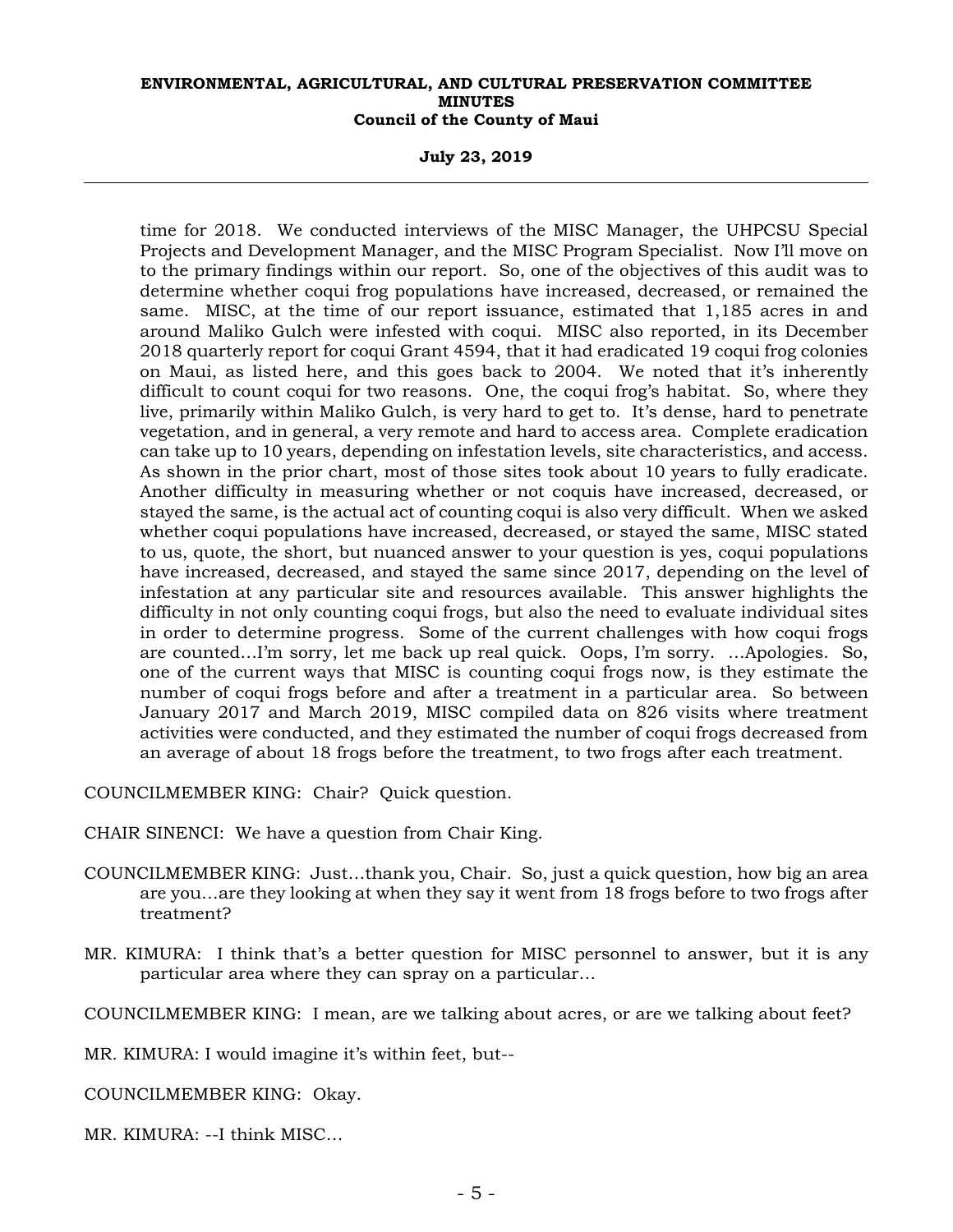time for 2018. We conducted interviews of the MISC Manager, the UHPCSU Special Projects and Development Manager, and the MISC Program Specialist. Now I'll move on to the primary findings within our report. So, one of the objectives of this audit was to determine whether coqui frog populations have increased, decreased, or remained the same. MISC, at the time of our report issuance, estimated that 1,185 acres in and around Maliko Gulch were infested with coqui. MISC also reported, in its December 2018 quarterly report for coqui Grant 4594, that it had eradicated 19 coqui frog colonies on Maui, as listed here, and this goes back to 2004. We noted that it's inherently difficult to count coqui for two reasons. One, the coqui frog's habitat. So, where they live, primarily within Maliko Gulch, is very hard to get to. It's dense, hard to penetrate vegetation, and in general, a very remote and hard to access area. Complete eradication can take up to 10 years, depending on infestation levels, site characteristics, and access. As shown in the prior chart, most of those sites took about 10 years to fully eradicate. Another difficulty in measuring whether or not coquis have increased, decreased, or stayed the same, is the actual act of counting coqui is also very difficult. When we asked whether coqui populations have increased, decreased, or stayed the same, MISC stated to us, quote, the short, but nuanced answer to your question is yes, coqui populations have increased, decreased, and stayed the same since 2017, depending on the level of infestation at any particular site and resources available. This answer highlights the difficulty in not only counting coqui frogs, but also the need to evaluate individual sites in order to determine progress. Some of the current challenges with how coqui frogs are counted...I'm sorry, let me back up real quick. Oops, I'm sorry. ...Apologies. So, one of the current ways that MISC is counting coqui frogs now, is they estimate the number of coqui frogs before and after a treatment in a particular area. So between January 2017 and March 2019, MISC compiled data on 826 visits where treatment activities were conducted, and they estimated the number of coqui frogs decreased from an average of about 18 frogs before the treatment, to two frogs after each treatment.

COUNCILMEMBER KING: Chair? Quick question.

CHAIR SINENCI: We have a question from Chair King.

COUNCILMEMBER KING: Just...thank you, Chair. So, just a quick question, how big an area are you...are they looking at when they say it went from 18 frogs before to two frogs after treatment?

MR. KIMURA: I think that's a better question for MISC personnel to answer, but it is any particular area where they can spray on a particular...

COUNCILMEMBER KING: I mean, are we talking about acres, or are we talking about feet?

MR. KIMURA: I would imagine it's within feet, but--

COUNCILMEMBER KING: Okay.

MR. KIMURA: --I think MISC...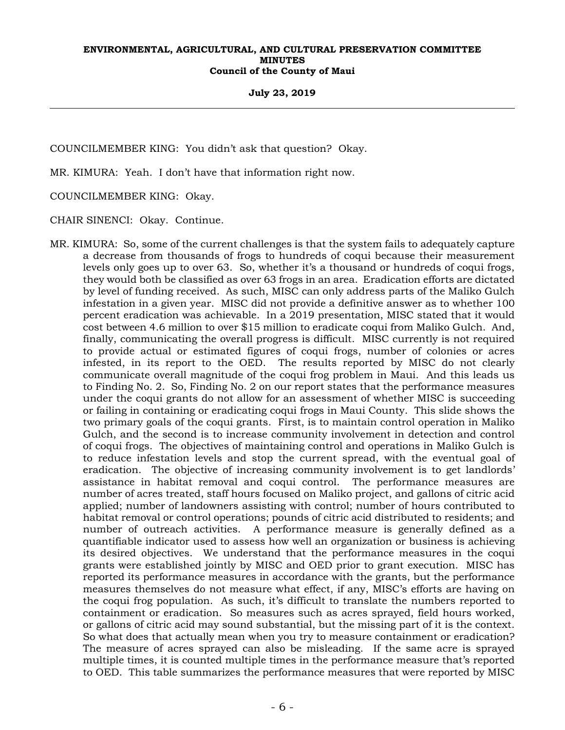COUNCILMEMBER KING: You didn't ask that question? Okay.

MR. KIMURA: Yeah. I don't have that information right now.

COUNCILMEMBER KING: Okay.

CHAIR SINENCI: Okay. Continue.

MR. KIMURA: So, some of the current challenges is that the system fails to adequately capture a decrease from thousands of frogs to hundreds of coqui because their measurement levels only goes up to over 63. So, whether it's a thousand or hundreds of coqui frogs, they would both be classified as over 63 frogs in an area. Eradication efforts are dictated by level of funding received. As such, MISC can only address parts of the Maliko Gulch infestation in a given year. MISC did not provide a definitive answer as to whether 100 percent eradication was achievable. In a 2019 presentation, MISC stated that it would cost between 4.6 million to over $15 million to eradicate coqui from Maliko Gulch. And, finally, communicating the overall progress is difficult. MISC currently is not required to provide actual or estimated figures of coqui frogs, number of colonies or acres infested, in its report to the OED. The results reported by MISC do not clearly communicate overall magnitude of the coqui frog problem in Maui. And this leads us to Finding No. 2. So, Finding No. 2 on our report states that the performance measures under the coqui grants do not allow for an assessment of whether MISC is succeeding or failing in containing or eradicating coqui frogs in Maui County. This slide shows the two primary goals of the coqui grants. First, is to maintain control operation in Maliko Gulch, and the second is to increase community involvement in detection and control of coqui frogs. The objectives of maintaining control and operations in Maliko Gulch is to reduce infestation levels and stop the current spread, with the eventual goal of eradication. The objective of increasing community involvement is to get landlords' assistance in habitat removal and coqui control. The performance measures are number of acres treated, staff hours focused on Maliko project, and gallons of citric acid applied; number of landowners assisting with control; number of hours contributed to habitat removal or control operations; pounds of citric acid distributed to residents; and number of outreach activities. A performance measure is generally defined as a quantifiable indicator used to assess how well an organization or business is achieving its desired objectives. We understand that the performance measures in the coqui grants were established jointly by MISC and OED prior to grant execution. MISC has reported its performance measures in accordance with the grants, but the performance measures themselves do not measure what effect, if any, MISC's efforts are having on the coqui frog population. As such, it's difficult to translate the numbers reported to containment or eradication. So measures such as acres sprayed, field hours worked, or gallons of citric acid may sound substantial, but the missing part of it is the context. So what does that actually mean when you try to measure containment or eradication? The measure of acres sprayed can also be misleading. If the same acre is sprayed multiple times, it is counted multiple times in the performance measure that's reported to OED. This table summarizes the performance measures that were reported by MISC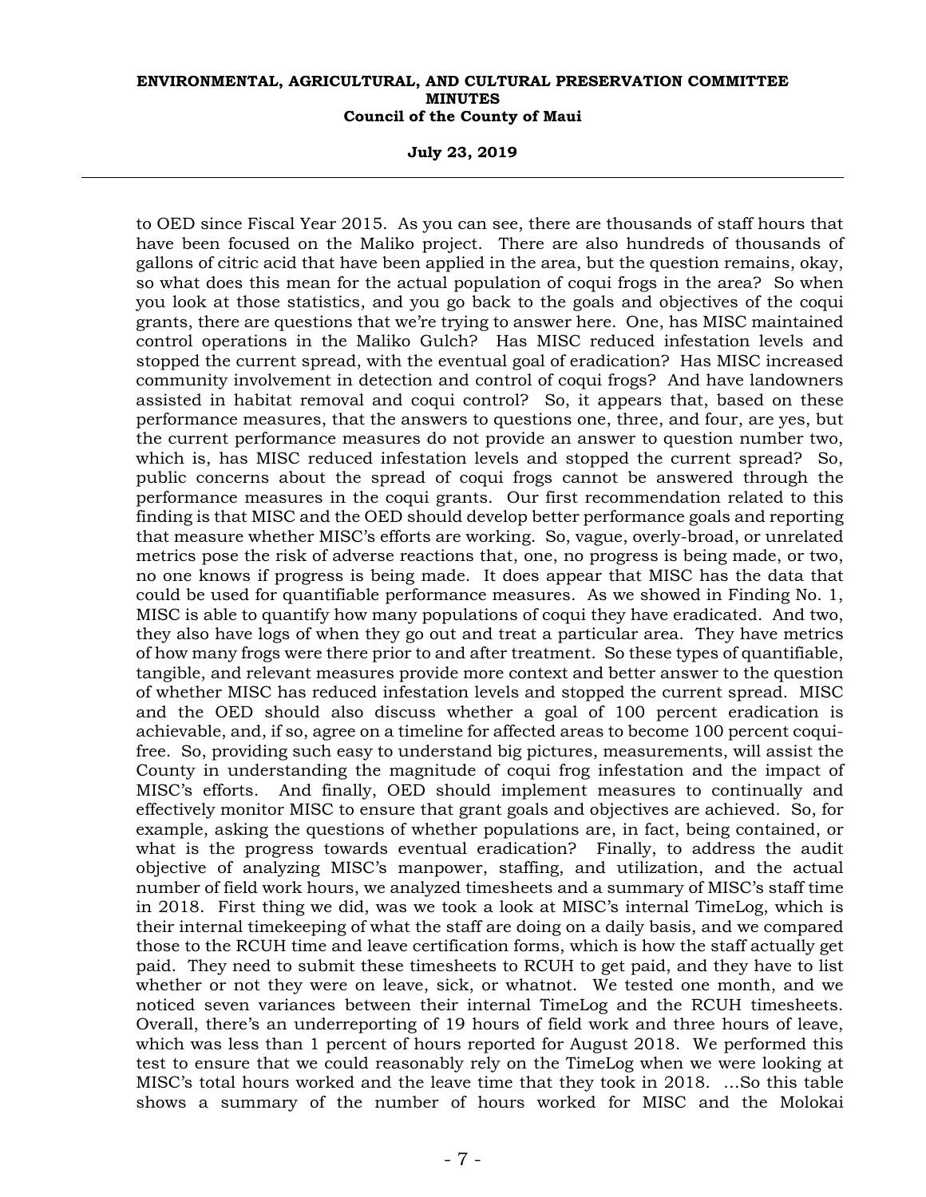to OED since Fiscal Year 2015. As you can see, there are thousands of staff hours that have been focused on the Maliko project. There are also hundreds of thousands of gallons of citric acid that have been applied in the area, but the question remains, okay, so what does this mean for the actual population of coqui frogs in the area? So when you look at those statistics, and you go back to the goals and objectives of the coqui grants, there are questions that we're trying to answer here. One, has MISC maintained control operations in the Maliko Gulch? Has MISC reduced infestation levels and stopped the current spread, with the eventual goal of eradication? Has MISC increased community involvement in detection and control of coqui frogs? And have landowners assisted in habitat removal and coqui control? So, it appears that, based on these performance measures, that the answers to questions one, three, and four, are yes, but the current performance measures do not provide an answer to question number two, which is, has MISC reduced infestation levels and stopped the current spread? So, public concerns about the spread of coqui frogs cannot be answered through the performance measures in the coqui grants. Our first recommendation related to this finding is that MISC and the OED should develop better performance goals and reporting that measure whether MISC's efforts are working. So, vague, overly-broad, or unrelated metrics pose the risk of adverse reactions that, one, no progress is being made, or two, no one knows if progress is being made. It does appear that MISC has the data that could be used for quantifiable performance measures. As we showed in Finding No. 1, MISC is able to quantify how many populations of coqui they have eradicated. And two, they also have logs of when they go out and treat a particular area. They have metrics of how many frogs were there prior to and after treatment. So these types of quantifiable, tangible, and relevant measures provide more context and better answer to the question of whether MISC has reduced infestation levels and stopped the current spread. MISC and the OED should also discuss whether a goal of 100 percent eradication is achievable, and, if so, agree on a timeline for affected areas to become 100 percent coqui-free. So, providing such easy to understand big pictures, measurements, will assist the County in understanding the magnitude of coqui frog infestation and the impact of MISC's efforts. And finally, OED should implement measures to continually and effectively monitor MISC to ensure that grant goals and objectives are achieved. So, for example, asking the questions of whether populations are, in fact, being contained, or what is the progress towards eventual eradication? Finally, to address the audit objective of analyzing MISC's manpower, staffing, and utilization, and the actual number of field work hours, we analyzed timesheets and a summary of MISC's staff time in 2018. First thing we did, was we took a look at MISC's internal TimeLog, which is their internal timekeeping of what the staff are doing on a daily basis, and we compared those to the RCUH time and leave certification forms, which is how the staff actually get paid. They need to submit these timesheets to RCUH to get paid, and they have to list whether or not they were on leave, sick, or whatnot. We tested one month, and we noticed seven variances between their internal TimeLog and the RCUH timesheets. Overall, there's an underreporting of 19 hours of field work and three hours of leave, which was less than 1 percent of hours reported for August 2018. We performed this test to ensure that we could reasonably rely on the TimeLog when we were looking at MISC's total hours worked and the leave time that they took in 2018. ...So this table shows a summary of the number of hours worked for MISC and the Molokai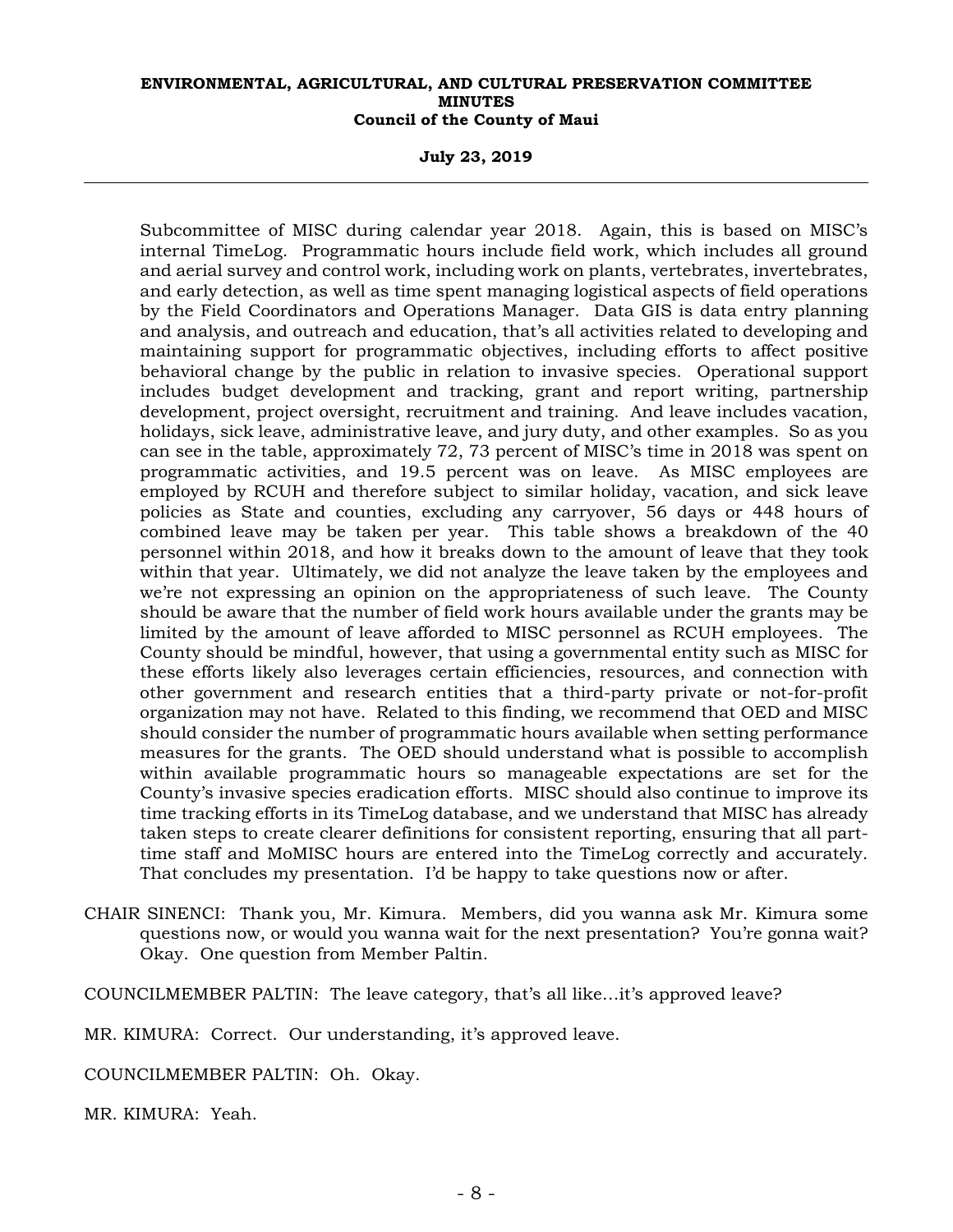Subcommittee of MISC during calendar year 2018. Again, this is based on MISC's internal TimeLog. Programmatic hours include field work, which includes all ground and aerial survey and control work, including work on plants, vertebrates, invertebrates, and early detection, as well as time spent managing logistical aspects of field operations by the Field Coordinators and Operations Manager. Data GIS is data entry planning and analysis, and outreach and education, that's all activities related to developing and maintaining support for programmatic objectives, including efforts to affect positive behavioral change by the public in relation to invasive species. Operational support includes budget development and tracking, grant and report writing, partnership development, project oversight, recruitment and training. And leave includes vacation, holidays, sick leave, administrative leave, and jury duty, and other examples. So as you can see in the table, approximately 72, 73 percent of MISC's time in 2018 was spent on programmatic activities, and 19.5 percent was on leave. As MISC employees are employed by RCUH and therefore subject to similar holiday, vacation, and sick leave policies as State and counties, excluding any carryover, 56 days or 448 hours of combined leave may be taken per year. This table shows a breakdown of the 40 personnel within 2018, and how it breaks down to the amount of leave that they took within that year. Ultimately, we did not analyze the leave taken by the employees and we're not expressing an opinion on the appropriateness of such leave. The County should be aware that the number of field work hours available under the grants may be limited by the amount of leave afforded to MISC personnel as RCUH employees. The County should be mindful, however, that using a governmental entity such as MISC for these efforts likely also leverages certain efficiencies, resources, and connection with other government and research entities that a third-party private or not-for-profit organization may not have. Related to this finding, we recommend that OED and MISC should consider the number of programmatic hours available when setting performance measures for the grants. The OED should understand what is possible to accomplish within available programmatic hours so manageable expectations are set for the County's invasive species eradication efforts. MISC should also continue to improve its time tracking efforts in its TimeLog database, and we understand that MISC has already taken steps to create clearer definitions for consistent reporting, ensuring that all part-time staff and MoMISC hours are entered into the TimeLog correctly and accurately. That concludes my presentation. I'd be happy to take questions now or after.

CHAIR SINENCI: Thank you, Mr. Kimura. Members, did you wanna ask Mr. Kimura some questions now, or would you wanna wait for the next presentation? You're gonna wait? Okay. One question from Member Paltin.

COUNCILMEMBER PALTIN: The leave category, that's all like...it's approved leave?

MR. KIMURA: Correct. Our understanding, it's approved leave.

COUNCILMEMBER PALTIN: Oh. Okay.

MR. KIMURA: Yeah.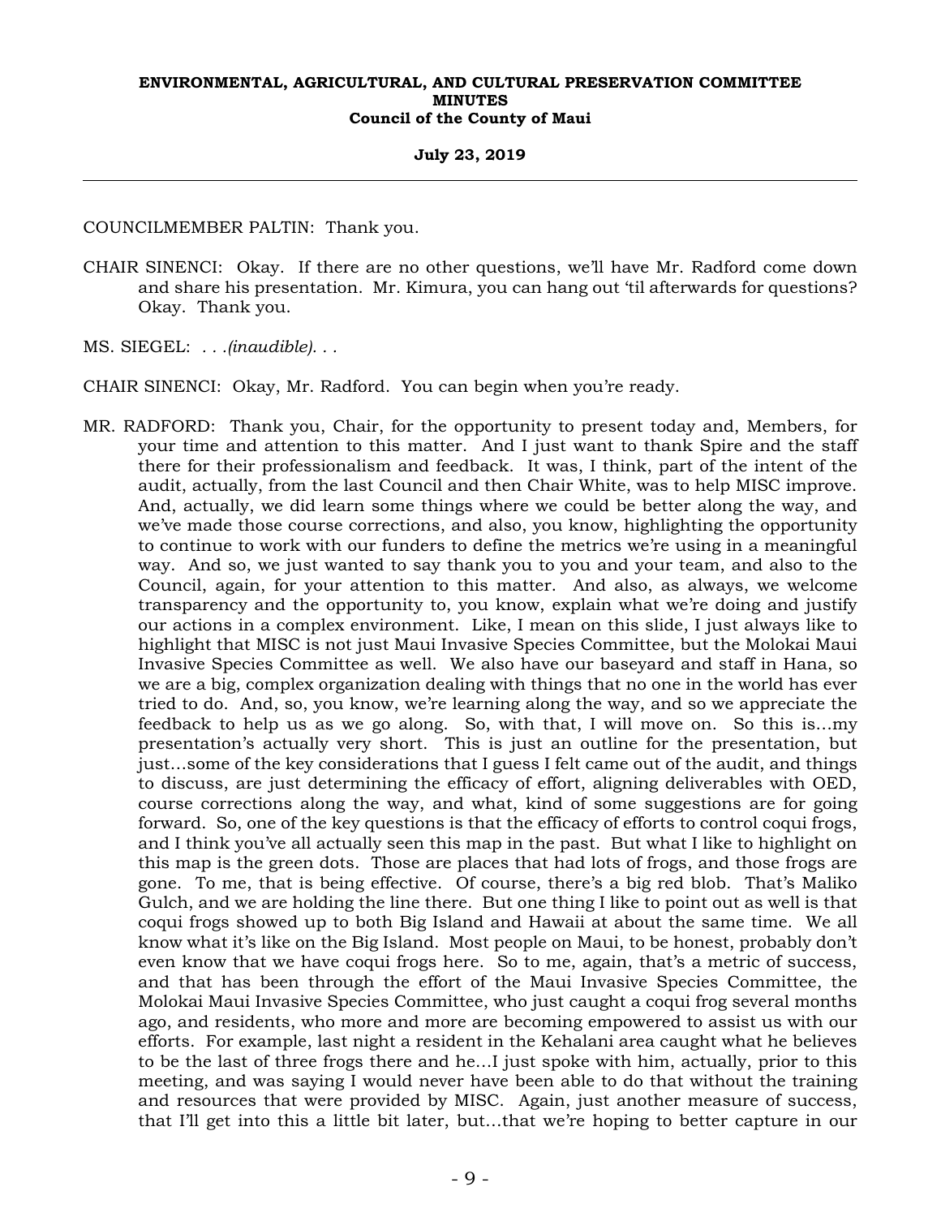COUNCILMEMBER PALTIN: Thank you.

CHAIR SINENCI: Okay. If there are no other questions, we'll have Mr. Radford come down and share his presentation. Mr. Kimura, you can hang out 'til afterwards for questions? Okay. Thank you.

MS. SIEGEL: *. . .(inaudible). . .*

CHAIR SINENCI: Okay, Mr. Radford. You can begin when you're ready.

MR. RADFORD: Thank you, Chair, for the opportunity to present today and, Members, for your time and attention to this matter. And I just want to thank Spire and the staff there for their professionalism and feedback. It was, I think, part of the intent of the audit, actually, from the last Council and then Chair White, was to help MISC improve. And, actually, we did learn some things where we could be better along the way, and we've made those course corrections, and also, you know, highlighting the opportunity to continue to work with our funders to define the metrics we're using in a meaningful way. And so, we just wanted to say thank you to you and your team, and also to the Council, again, for your attention to this matter. And also, as always, we welcome transparency and the opportunity to, you know, explain what we're doing and justify our actions in a complex environment. Like, I mean on this slide, I just always like to highlight that MISC is not just Maui Invasive Species Committee, but the Molokai Maui Invasive Species Committee as well. We also have our baseyard and staff in Hana, so we are a big, complex organization dealing with things that no one in the world has ever tried to do. And, so, you know, we're learning along the way, and so we appreciate the feedback to help us as we go along. So, with that, I will move on. So this is...my presentation's actually very short. This is just an outline for the presentation, but just...some of the key considerations that I guess I felt came out of the audit, and things to discuss, are just determining the efficacy of effort, aligning deliverables with OED, course corrections along the way, and what, kind of some suggestions are for going forward. So, one of the key questions is that the efficacy of efforts to control coqui frogs, and I think you've all actually seen this map in the past. But what I like to highlight on this map is the green dots. Those are places that had lots of frogs, and those frogs are gone. To me, that is being effective. Of course, there's a big red blob. That's Maliko Gulch, and we are holding the line there. But one thing I like to point out as well is that coqui frogs showed up to both Big Island and Hawaii at about the same time. We all know what it's like on the Big Island. Most people on Maui, to be honest, probably don't even know that we have coqui frogs here. So to me, again, that's a metric of success, and that has been through the effort of the Maui Invasive Species Committee, the Molokai Maui Invasive Species Committee, who just caught a coqui frog several months ago, and residents, who more and more are becoming empowered to assist us with our efforts. For example, last night a resident in the Kehalani area caught what he believes to be the last of three frogs there and he...I just spoke with him, actually, prior to this meeting, and was saying I would never have been able to do that without the training and resources that were provided by MISC. Again, just another measure of success, that I'll get into this a little bit later, but...that we're hoping to better capture in our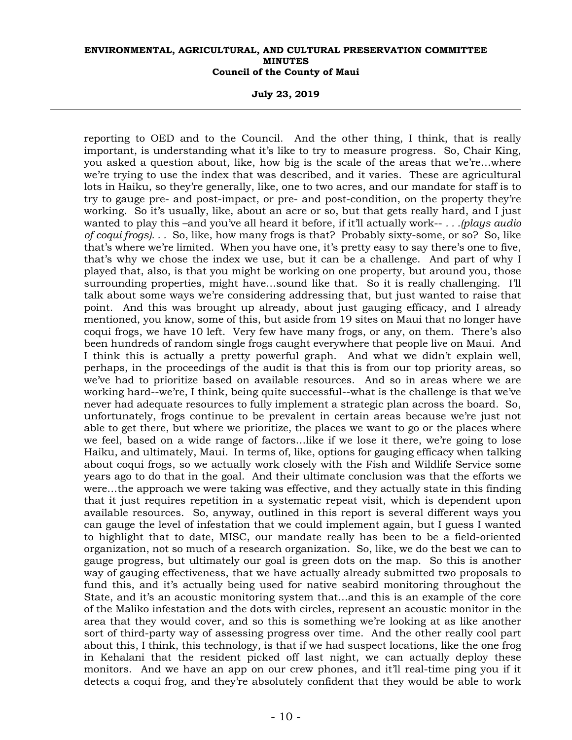reporting to OED and to the Council. And the other thing, I think, that is really important, is understanding what it's like to try to measure progress. So, Chair King, you asked a question about, like, how big is the scale of the areas that we're...where we're trying to use the index that was described, and it varies. These are agricultural lots in Haiku, so they're generally, like, one to two acres, and our mandate for staff is to try to gauge pre- and post-impact, or pre- and post-condition, on the property they're working. So it's usually, like, about an acre or so, but that gets really hard, and I just wanted to play this –and you've all heard it before, if it'll actually work-- *. . .(plays audio of coqui frogs). . .* So, like, how many frogs is that? Probably sixty-some, or so? So, like that's where we're limited. When you have one, it's pretty easy to say there's one to five, that's why we chose the index we use, but it can be a challenge. And part of why I played that, also, is that you might be working on one property, but around you, those surrounding properties, might have...sound like that. So it is really challenging. I'll talk about some ways we're considering addressing that, but just wanted to raise that point. And this was brought up already, about just gauging efficacy, and I already mentioned, you know, some of this, but aside from 19 sites on Maui that no longer have coqui frogs, we have 10 left. Very few have many frogs, or any, on them. There's also been hundreds of random single frogs caught everywhere that people live on Maui. And I think this is actually a pretty powerful graph. And what we didn't explain well, perhaps, in the proceedings of the audit is that this is from our top priority areas, so we've had to prioritize based on available resources. And so in areas where we are working hard--we're, I think, being quite successful--what is the challenge is that we've never had adequate resources to fully implement a strategic plan across the board. So, unfortunately, frogs continue to be prevalent in certain areas because we're just not able to get there, but where we prioritize, the places we want to go or the places where we feel, based on a wide range of factors...like if we lose it there, we're going to lose Haiku, and ultimately, Maui. In terms of, like, options for gauging efficacy when talking about coqui frogs, so we actually work closely with the Fish and Wildlife Service some years ago to do that in the goal. And their ultimate conclusion was that the efforts we were...the approach we were taking was effective, and they actually state in this finding that it just requires repetition in a systematic repeat visit, which is dependent upon available resources. So, anyway, outlined in this report is several different ways you can gauge the level of infestation that we could implement again, but I guess I wanted to highlight that to date, MISC, our mandate really has been to be a field-oriented organization, not so much of a research organization. So, like, we do the best we can to gauge progress, but ultimately our goal is green dots on the map. So this is another way of gauging effectiveness, that we have actually already submitted two proposals to fund this, and it's actually being used for native seabird monitoring throughout the State, and it's an acoustic monitoring system that...and this is an example of the core of the Maliko infestation and the dots with circles, represent an acoustic monitor in the area that they would cover, and so this is something we're looking at as like another sort of third-party way of assessing progress over time. And the other really cool part about this, I think, this technology, is that if we had suspect locations, like the one frog in Kehalani that the resident picked off last night, we can actually deploy these monitors. And we have an app on our crew phones, and it'll real-time ping you if it detects a coqui frog, and they're absolutely confident that they would be able to work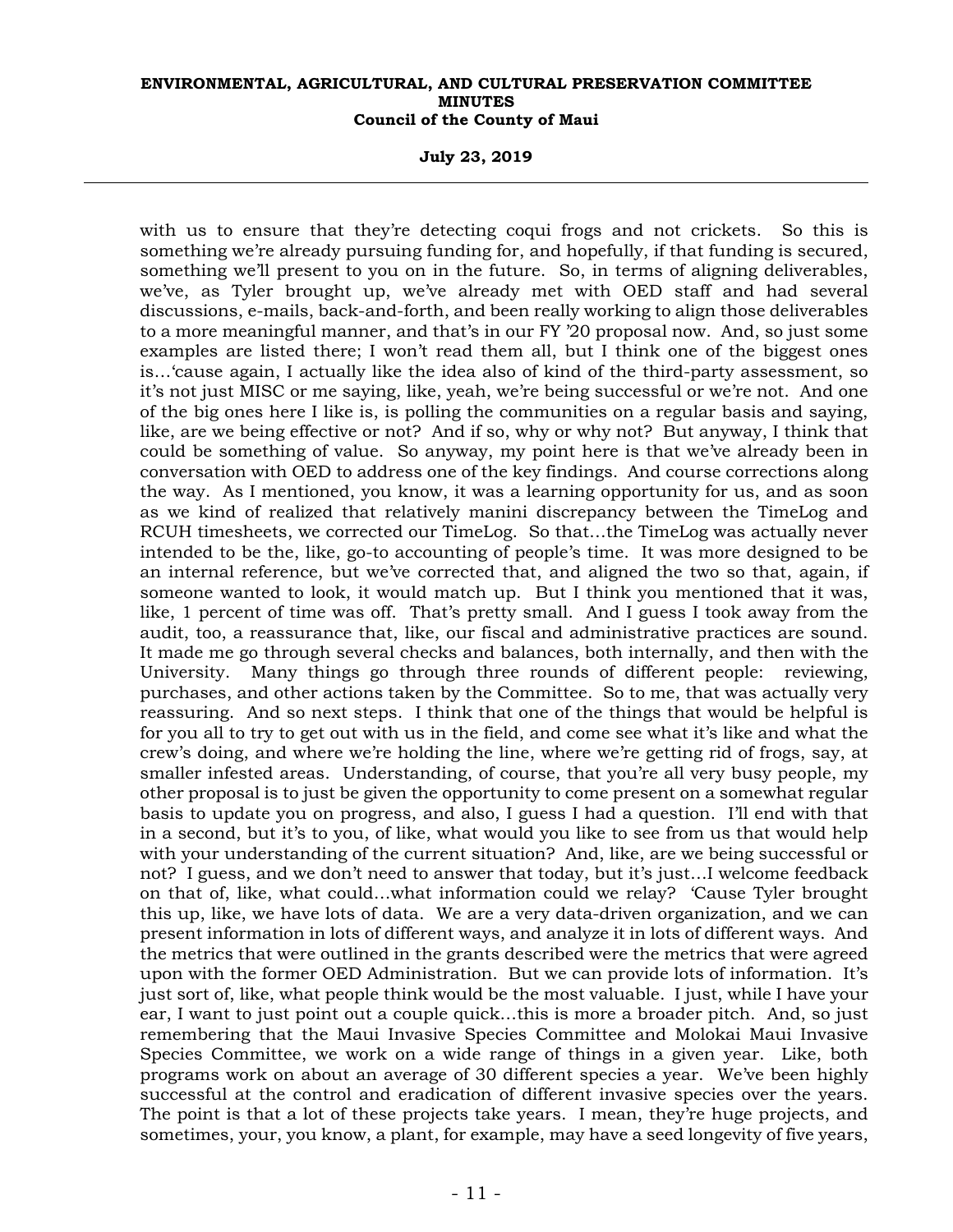with us to ensure that they're detecting coqui frogs and not crickets. So this is something we're already pursuing funding for, and hopefully, if that funding is secured, something we'll present to you on in the future. So, in terms of aligning deliverables, we've, as Tyler brought up, we've already met with OED staff and had several discussions, e-mails, back-and-forth, and been really working to align those deliverables to a more meaningful manner, and that's in our FY '20 proposal now. And, so just some examples are listed there; I won't read them all, but I think one of the biggest ones is…'cause again, I actually like the idea also of kind of the third-party assessment, so it's not just MISC or me saying, like, yeah, we're being successful or we're not. And one of the big ones here I like is, is polling the communities on a regular basis and saying, like, are we being effective or not? And if so, why or why not? But anyway, I think that could be something of value. So anyway, my point here is that we've already been in conversation with OED to address one of the key findings. And course corrections along the way. As I mentioned, you know, it was a learning opportunity for us, and as soon as we kind of realized that relatively manini discrepancy between the TimeLog and RCUH timesheets, we corrected our TimeLog. So that…the TimeLog was actually never intended to be the, like, go-to accounting of people's time. It was more designed to be an internal reference, but we've corrected that, and aligned the two so that, again, if someone wanted to look, it would match up. But I think you mentioned that it was, like, 1 percent of time was off. That's pretty small. And I guess I took away from the audit, too, a reassurance that, like, our fiscal and administrative practices are sound. It made me go through several checks and balances, both internally, and then with the University. Many things go through three rounds of different people: reviewing, purchases, and other actions taken by the Committee. So to me, that was actually very reassuring. And so next steps. I think that one of the things that would be helpful is for you all to try to get out with us in the field, and come see what it's like and what the crew's doing, and where we're holding the line, where we're getting rid of frogs, say, at smaller infested areas. Understanding, of course, that you're all very busy people, my other proposal is to just be given the opportunity to come present on a somewhat regular basis to update you on progress, and also, I guess I had a question. I'll end with that in a second, but it's to you, of like, what would you like to see from us that would help with your understanding of the current situation? And, like, are we being successful or not? I guess, and we don't need to answer that today, but it's just…I welcome feedback on that of, like, what could…what information could we relay? 'Cause Tyler brought this up, like, we have lots of data. We are a very data-driven organization, and we can present information in lots of different ways, and analyze it in lots of different ways. And the metrics that were outlined in the grants described were the metrics that were agreed upon with the former OED Administration. But we can provide lots of information. It's just sort of, like, what people think would be the most valuable. I just, while I have your ear, I want to just point out a couple quick…this is more a broader pitch. And, so just remembering that the Maui Invasive Species Committee and Molokai Maui Invasive Species Committee, we work on a wide range of things in a given year. Like, both programs work on about an average of 30 different species a year. We've been highly successful at the control and eradication of different invasive species over the years. The point is that a lot of these projects take years. I mean, they're huge projects, and sometimes, your, you know, a plant, for example, may have a seed longevity of five years,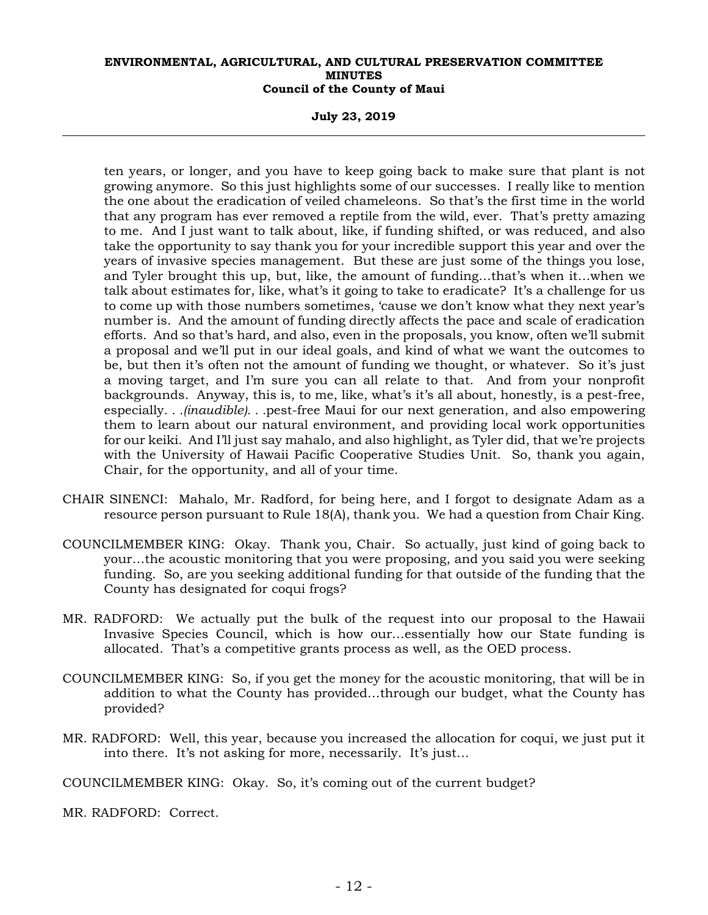ten years, or longer, and you have to keep going back to make sure that plant is not growing anymore. So this just highlights some of our successes. I really like to mention the one about the eradication of veiled chameleons. So that's the first time in the world that any program has ever removed a reptile from the wild, ever. That's pretty amazing to me. And I just want to talk about, like, if funding shifted, or was reduced, and also take the opportunity to say thank you for your incredible support this year and over the years of invasive species management. But these are just some of the things you lose, and Tyler brought this up, but, like, the amount of funding…that's when it…when we talk about estimates for, like, what's it going to take to eradicate? It's a challenge for us to come up with those numbers sometimes, 'cause we don't know what they next year's number is. And the amount of funding directly affects the pace and scale of eradication efforts. And so that's hard, and also, even in the proposals, you know, often we'll submit a proposal and we'll put in our ideal goals, and kind of what we want the outcomes to be, but then it's often not the amount of funding we thought, or whatever. So it's just a moving target, and I'm sure you can all relate to that. And from your nonprofit backgrounds. Anyway, this is, to me, like, what's it's all about, honestly, is a pest-free, especially. . .*(inaudible)*. . .pest-free Maui for our next generation, and also empowering them to learn about our natural environment, and providing local work opportunities for our keiki. And I'll just say mahalo, and also highlight, as Tyler did, that we're projects with the University of Hawaii Pacific Cooperative Studies Unit. So, thank you again, Chair, for the opportunity, and all of your time.

CHAIR SINENCI: Mahalo, Mr. Radford, for being here, and I forgot to designate Adam as a resource person pursuant to Rule 18(A), thank you. We had a question from Chair King.

COUNCILMEMBER KING: Okay. Thank you, Chair. So actually, just kind of going back to your…the acoustic monitoring that you were proposing, and you said you were seeking funding. So, are you seeking additional funding for that outside of the funding that the County has designated for coqui frogs?

MR. RADFORD: We actually put the bulk of the request into our proposal to the Hawaii Invasive Species Council, which is how our…essentially how our State funding is allocated. That's a competitive grants process as well, as the OED process.

COUNCILMEMBER KING: So, if you get the money for the acoustic monitoring, that will be in addition to what the County has provided…through our budget, what the County has provided?

MR. RADFORD: Well, this year, because you increased the allocation for coqui, we just put it into there. It's not asking for more, necessarily. It's just…

COUNCILMEMBER KING: Okay. So, it's coming out of the current budget?

MR. RADFORD: Correct.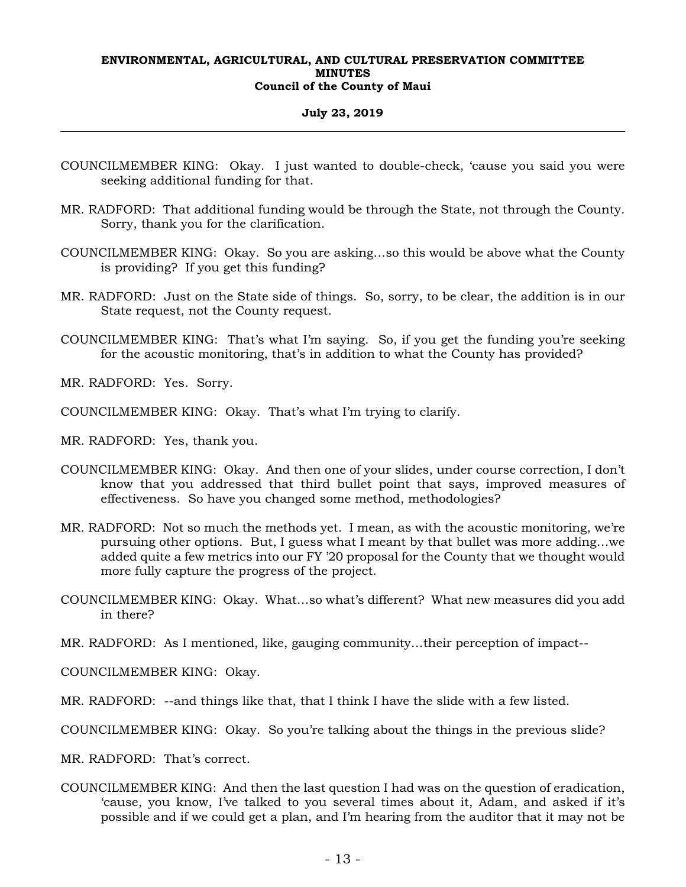COUNCILMEMBER KING: Okay. I just wanted to double-check, 'cause you said you were seeking additional funding for that.

MR. RADFORD: That additional funding would be through the State, not through the County. Sorry, thank you for the clarification.

COUNCILMEMBER KING: Okay. So you are asking…so this would be above what the County is providing? If you get this funding?

MR. RADFORD: Just on the State side of things. So, sorry, to be clear, the addition is in our State request, not the County request.

COUNCILMEMBER KING: That's what I'm saying. So, if you get the funding you're seeking for the acoustic monitoring, that's in addition to what the County has provided?

MR. RADFORD: Yes. Sorry.

COUNCILMEMBER KING: Okay. That's what I'm trying to clarify.

MR. RADFORD: Yes, thank you.

COUNCILMEMBER KING: Okay. And then one of your slides, under course correction, I don't know that you addressed that third bullet point that says, improved measures of effectiveness. So have you changed some method, methodologies?

MR. RADFORD: Not so much the methods yet. I mean, as with the acoustic monitoring, we're pursuing other options. But, I guess what I meant by that bullet was more adding…we added quite a few metrics into our FY '20 proposal for the County that we thought would more fully capture the progress of the project.

COUNCILMEMBER KING: Okay. What…so what's different? What new measures did you add in there?

MR. RADFORD: As I mentioned, like, gauging community…their perception of impact--

COUNCILMEMBER KING: Okay.

MR. RADFORD: --and things like that, that I think I have the slide with a few listed.

COUNCILMEMBER KING: Okay. So you're talking about the things in the previous slide?

MR. RADFORD: That's correct.

COUNCILMEMBER KING: And then the last question I had was on the question of eradication, 'cause, you know, I've talked to you several times about it, Adam, and asked if it's possible and if we could get a plan, and I'm hearing from the auditor that it may not be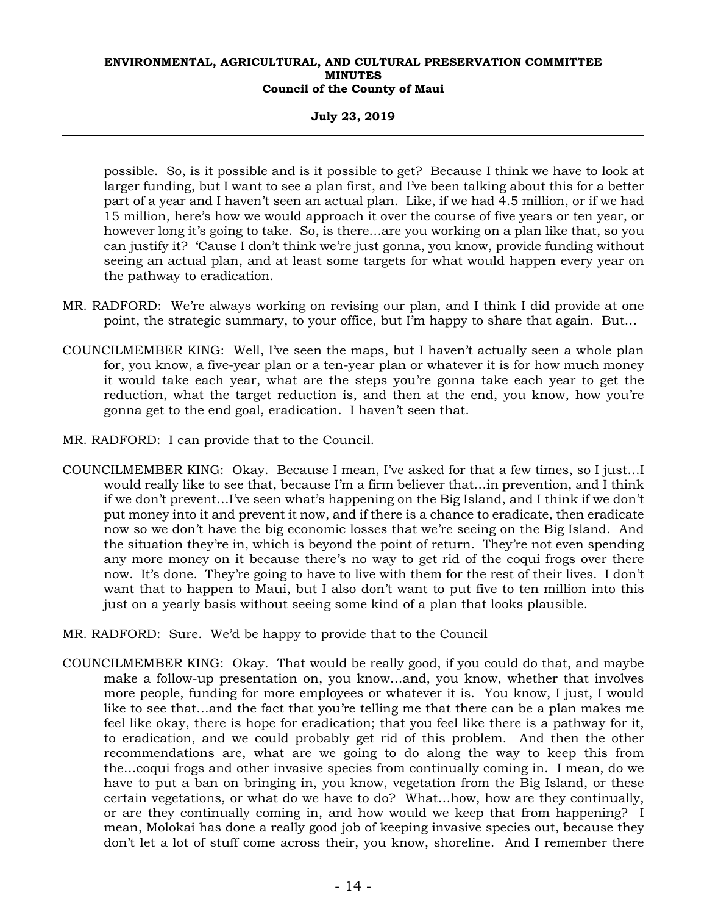possible. So, is it possible and is it possible to get? Because I think we have to look at larger funding, but I want to see a plan first, and I've been talking about this for a better part of a year and I haven't seen an actual plan. Like, if we had 4.5 million, or if we had 15 million, here's how we would approach it over the course of five years or ten year, or however long it's going to take. So, is there...are you working on a plan like that, so you can justify it? 'Cause I don't think we're just gonna, you know, provide funding without seeing an actual plan, and at least some targets for what would happen every year on the pathway to eradication.

MR. RADFORD: We're always working on revising our plan, and I think I did provide at one point, the strategic summary, to your office, but I'm happy to share that again. But...

COUNCILMEMBER KING: Well, I've seen the maps, but I haven't actually seen a whole plan for, you know, a five-year plan or a ten-year plan or whatever it is for how much money it would take each year, what are the steps you're gonna take each year to get the reduction, what the target reduction is, and then at the end, you know, how you're gonna get to the end goal, eradication. I haven't seen that.

MR. RADFORD: I can provide that to the Council.

COUNCILMEMBER KING: Okay. Because I mean, I've asked for that a few times, so I just...I would really like to see that, because I'm a firm believer that...in prevention, and I think if we don't prevent...I've seen what's happening on the Big Island, and I think if we don't put money into it and prevent it now, and if there is a chance to eradicate, then eradicate now so we don't have the big economic losses that we're seeing on the Big Island. And the situation they're in, which is beyond the point of return. They're not even spending any more money on it because there's no way to get rid of the coqui frogs over there now. It's done. They're going to have to live with them for the rest of their lives. I don't want that to happen to Maui, but I also don't want to put five to ten million into this just on a yearly basis without seeing some kind of a plan that looks plausible.

MR. RADFORD: Sure. We'd be happy to provide that to the Council

COUNCILMEMBER KING: Okay. That would be really good, if you could do that, and maybe make a follow-up presentation on, you know...and, you know, whether that involves more people, funding for more employees or whatever it is. You know, I just, I would like to see that...and the fact that you're telling me that there can be a plan makes me feel like okay, there is hope for eradication; that you feel like there is a pathway for it, to eradication, and we could probably get rid of this problem. And then the other recommendations are, what are we going to do along the way to keep this from the...coqui frogs and other invasive species from continually coming in. I mean, do we have to put a ban on bringing in, you know, vegetation from the Big Island, or these certain vegetations, or what do we have to do? What...how, how are they continually, or are they continually coming in, and how would we keep that from happening? I mean, Molokai has done a really good job of keeping invasive species out, because they don't let a lot of stuff come across their, you know, shoreline. And I remember there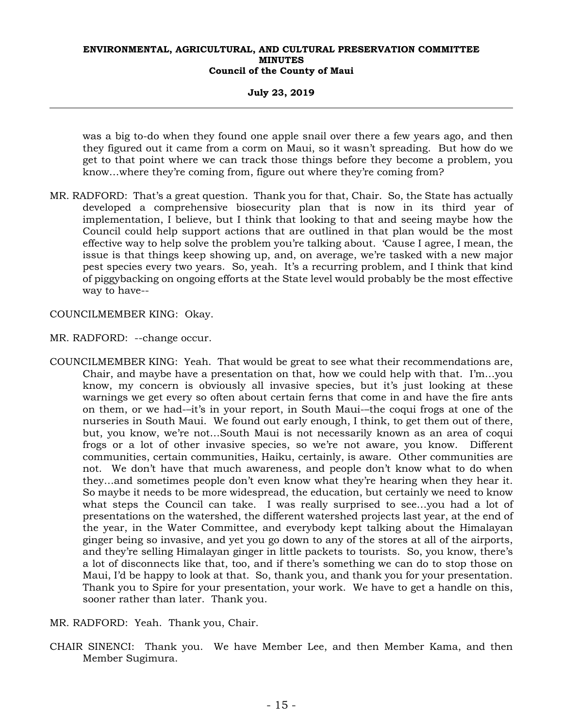was a big to-do when they found one apple snail over there a few years ago, and then they figured out it came from a corm on Maui, so it wasn't spreading. But how do we get to that point where we can track those things before they become a problem, you know…where they're coming from, figure out where they're coming from?

MR. RADFORD: That's a great question. Thank you for that, Chair. So, the State has actually developed a comprehensive biosecurity plan that is now in its third year of implementation, I believe, but I think that looking to that and seeing maybe how the Council could help support actions that are outlined in that plan would be the most effective way to help solve the problem you're talking about. 'Cause I agree, I mean, the issue is that things keep showing up, and, on average, we're tasked with a new major pest species every two years. So, yeah. It's a recurring problem, and I think that kind of piggybacking on ongoing efforts at the State level would probably be the most effective way to have--

COUNCILMEMBER KING: Okay.

MR. RADFORD: --change occur.

COUNCILMEMBER KING: Yeah. That would be great to see what their recommendations are, Chair, and maybe have a presentation on that, how we could help with that. I'm…you know, my concern is obviously all invasive species, but it's just looking at these warnings we get every so often about certain ferns that come in and have the fire ants on them, or we had––it's in your report, in South Maui––the coqui frogs at one of the nurseries in South Maui. We found out early enough, I think, to get them out of there, but, you know, we're not…South Maui is not necessarily known as an area of coqui frogs or a lot of other invasive species, so we're not aware, you know. Different communities, certain communities, Haiku, certainly, is aware. Other communities are not. We don't have that much awareness, and people don't know what to do when they…and sometimes people don't even know what they're hearing when they hear it. So maybe it needs to be more widespread, the education, but certainly we need to know what steps the Council can take. I was really surprised to see…you had a lot of presentations on the watershed, the different watershed projects last year, at the end of the year, in the Water Committee, and everybody kept talking about the Himalayan ginger being so invasive, and yet you go down to any of the stores at all of the airports, and they're selling Himalayan ginger in little packets to tourists. So, you know, there's a lot of disconnects like that, too, and if there's something we can do to stop those on Maui, I'd be happy to look at that. So, thank you, and thank you for your presentation. Thank you to Spire for your presentation, your work. We have to get a handle on this, sooner rather than later. Thank you.

MR. RADFORD: Yeah. Thank you, Chair.

CHAIR SINENCI: Thank you. We have Member Lee, and then Member Kama, and then Member Sugimura.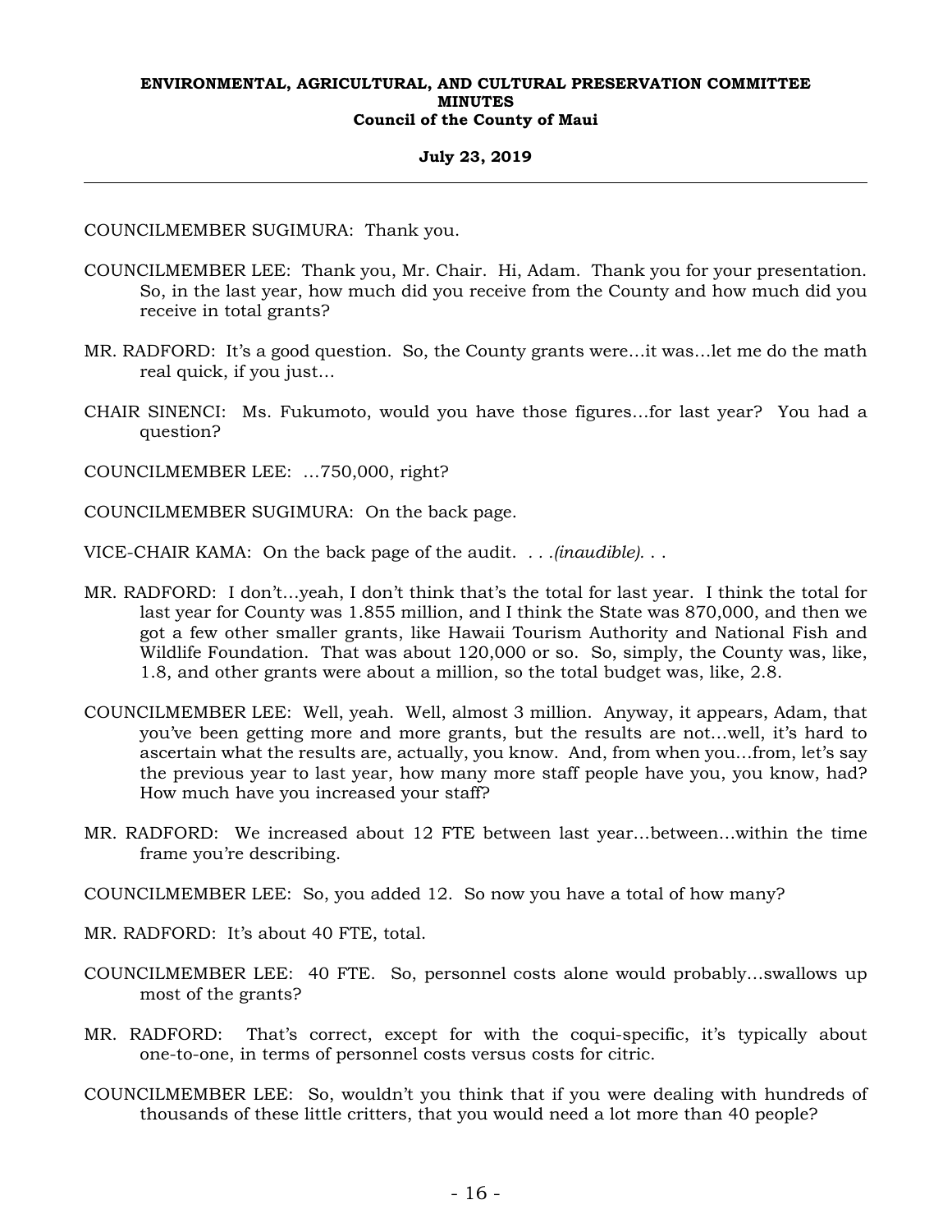COUNCILMEMBER SUGIMURA: Thank you.

COUNCILMEMBER LEE: Thank you, Mr. Chair. Hi, Adam. Thank you for your presentation. So, in the last year, how much did you receive from the County and how much did you receive in total grants?

MR. RADFORD: It's a good question. So, the County grants were…it was…let me do the math real quick, if you just…

CHAIR SINENCI: Ms. Fukumoto, would you have those figures…for last year? You had a question?

COUNCILMEMBER LEE: …750,000, right?

COUNCILMEMBER SUGIMURA: On the back page.

VICE-CHAIR KAMA: On the back page of the audit. . . *.(inaudible).* . .

MR. RADFORD: I don't…yeah, I don't think that's the total for last year. I think the total for last year for County was 1.855 million, and I think the State was 870,000, and then we got a few other smaller grants, like Hawaii Tourism Authority and National Fish and Wildlife Foundation. That was about 120,000 or so. So, simply, the County was, like, 1.8, and other grants were about a million, so the total budget was, like, 2.8.

COUNCILMEMBER LEE: Well, yeah. Well, almost 3 million. Anyway, it appears, Adam, that you've been getting more and more grants, but the results are not…well, it's hard to ascertain what the results are, actually, you know. And, from when you…from, let's say the previous year to last year, how many more staff people have you, you know, had? How much have you increased your staff?

MR. RADFORD: We increased about 12 FTE between last year…between…within the time frame you're describing.

COUNCILMEMBER LEE: So, you added 12. So now you have a total of how many?

MR. RADFORD: It's about 40 FTE, total.

COUNCILMEMBER LEE: 40 FTE. So, personnel costs alone would probably…swallows up most of the grants?

MR. RADFORD: That's correct, except for with the coqui-specific, it's typically about one-to-one, in terms of personnel costs versus costs for citric.

COUNCILMEMBER LEE: So, wouldn't you think that if you were dealing with hundreds of thousands of these little critters, that you would need a lot more than 40 people?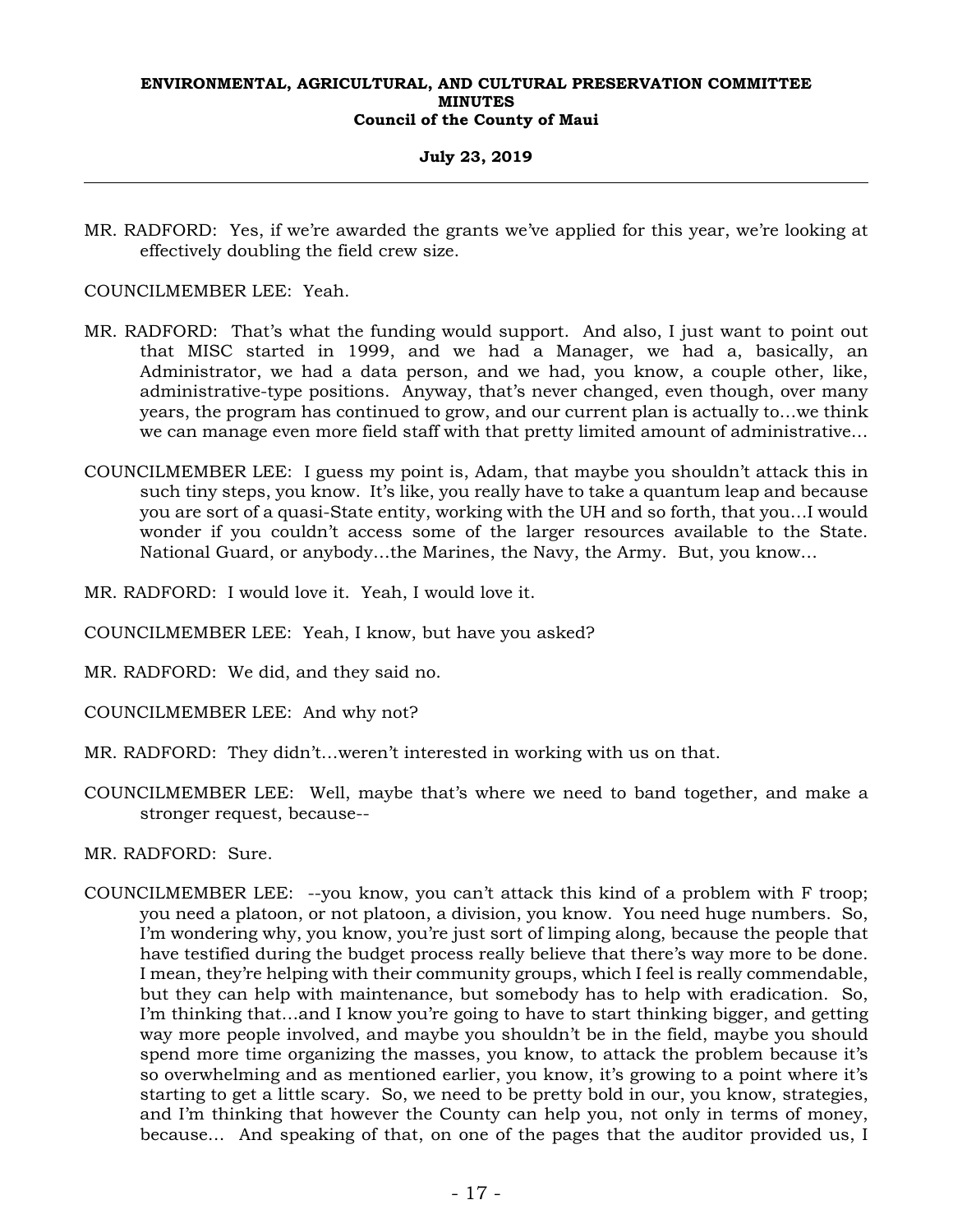MR. RADFORD: Yes, if we're awarded the grants we've applied for this year, we're looking at effectively doubling the field crew size.

COUNCILMEMBER LEE: Yeah.

MR. RADFORD: That's what the funding would support. And also, I just want to point out that MISC started in 1999, and we had a Manager, we had a, basically, an Administrator, we had a data person, and we had, you know, a couple other, like, administrative-type positions. Anyway, that's never changed, even though, over many years, the program has continued to grow, and our current plan is actually to…we think we can manage even more field staff with that pretty limited amount of administrative…

COUNCILMEMBER LEE: I guess my point is, Adam, that maybe you shouldn't attack this in such tiny steps, you know. It's like, you really have to take a quantum leap and because you are sort of a quasi-State entity, working with the UH and so forth, that you…I would wonder if you couldn't access some of the larger resources available to the State. National Guard, or anybody…the Marines, the Navy, the Army. But, you know…

MR. RADFORD: I would love it. Yeah, I would love it.

COUNCILMEMBER LEE: Yeah, I know, but have you asked?

MR. RADFORD: We did, and they said no.

COUNCILMEMBER LEE: And why not?

MR. RADFORD: They didn't…weren't interested in working with us on that.

COUNCILMEMBER LEE: Well, maybe that's where we need to band together, and make a stronger request, because--

MR. RADFORD: Sure.

COUNCILMEMBER LEE: --you know, you can't attack this kind of a problem with F troop; you need a platoon, or not platoon, a division, you know. You need huge numbers. So, I'm wondering why, you know, you're just sort of limping along, because the people that have testified during the budget process really believe that there's way more to be done. I mean, they're helping with their community groups, which I feel is really commendable, but they can help with maintenance, but somebody has to help with eradication. So, I'm thinking that…and I know you're going to have to start thinking bigger, and getting way more people involved, and maybe you shouldn't be in the field, maybe you should spend more time organizing the masses, you know, to attack the problem because it's so overwhelming and as mentioned earlier, you know, it's growing to a point where it's starting to get a little scary. So, we need to be pretty bold in our, you know, strategies, and I'm thinking that however the County can help you, not only in terms of money, because… And speaking of that, on one of the pages that the auditor provided us, I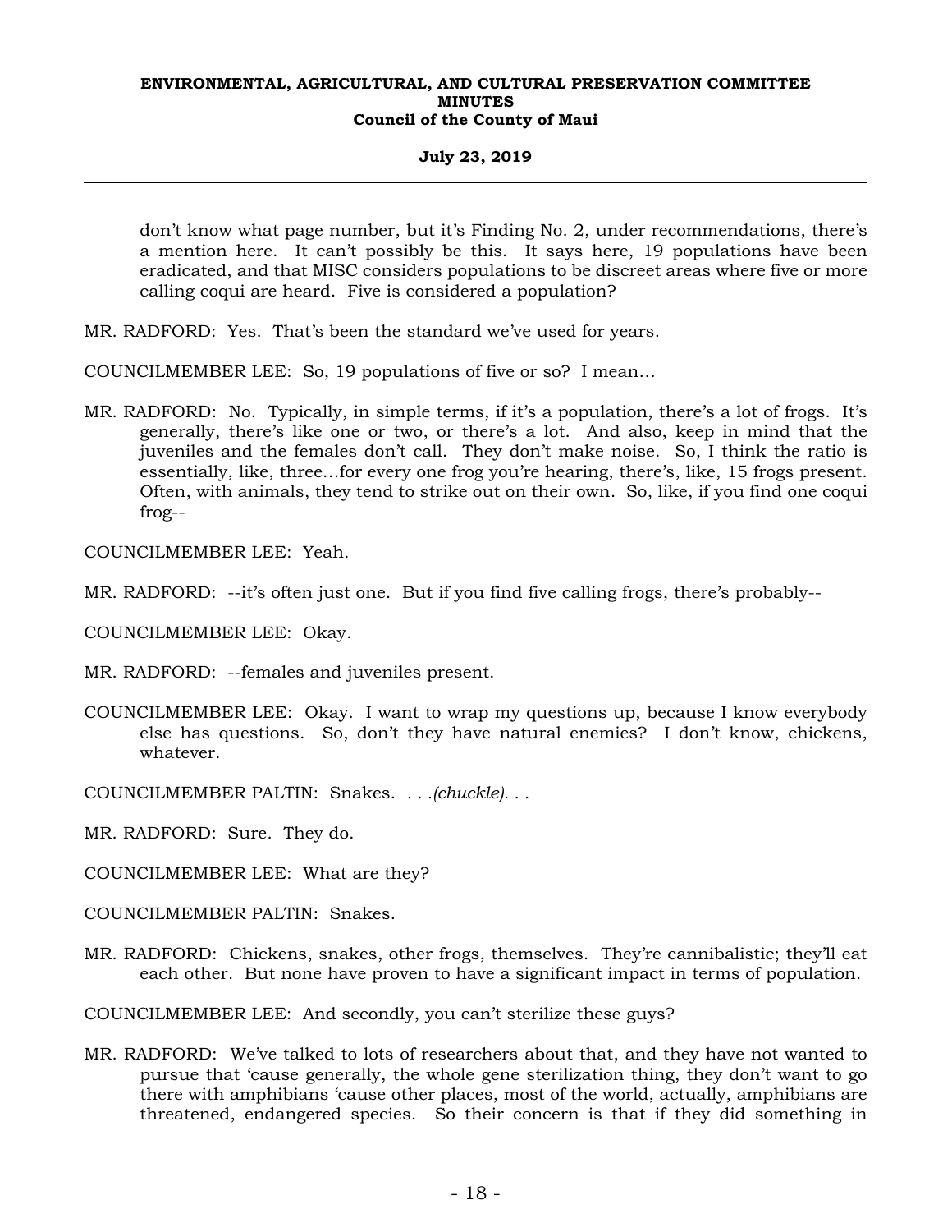don't know what page number, but it's Finding No. 2, under recommendations, there's a mention here. It can't possibly be this. It says here, 19 populations have been eradicated, and that MISC considers populations to be discreet areas where five or more calling coqui are heard. Five is considered a population?

MR. RADFORD: Yes. That's been the standard we've used for years.

COUNCILMEMBER LEE: So, 19 populations of five or so? I mean...

MR. RADFORD: No. Typically, in simple terms, if it's a population, there's a lot of frogs. It's generally, there's like one or two, or there's a lot. And also, keep in mind that the juveniles and the females don't call. They don't make noise. So, I think the ratio is essentially, like, three...for every one frog you're hearing, there's, like, 15 frogs present. Often, with animals, they tend to strike out on their own. So, like, if you find one coqui frog--

COUNCILMEMBER LEE: Yeah.

MR. RADFORD: --it's often just one. But if you find five calling frogs, there's probably--

COUNCILMEMBER LEE: Okay.

MR. RADFORD: --females and juveniles present.

COUNCILMEMBER LEE: Okay. I want to wrap my questions up, because I know everybody else has questions. So, don't they have natural enemies? I don't know, chickens, whatever.

COUNCILMEMBER PALTIN: Snakes. . . *.(chuckle).* . .

MR. RADFORD: Sure. They do.

COUNCILMEMBER LEE: What are they?

COUNCILMEMBER PALTIN: Snakes.

MR. RADFORD: Chickens, snakes, other frogs, themselves. They're cannibalistic; they'll eat each other. But none have proven to have a significant impact in terms of population.

COUNCILMEMBER LEE: And secondly, you can't sterilize these guys?

MR. RADFORD: We've talked to lots of researchers about that, and they have not wanted to pursue that 'cause generally, the whole gene sterilization thing, they don't want to go there with amphibians 'cause other places, most of the world, actually, amphibians are threatened, endangered species. So their concern is that if they did something in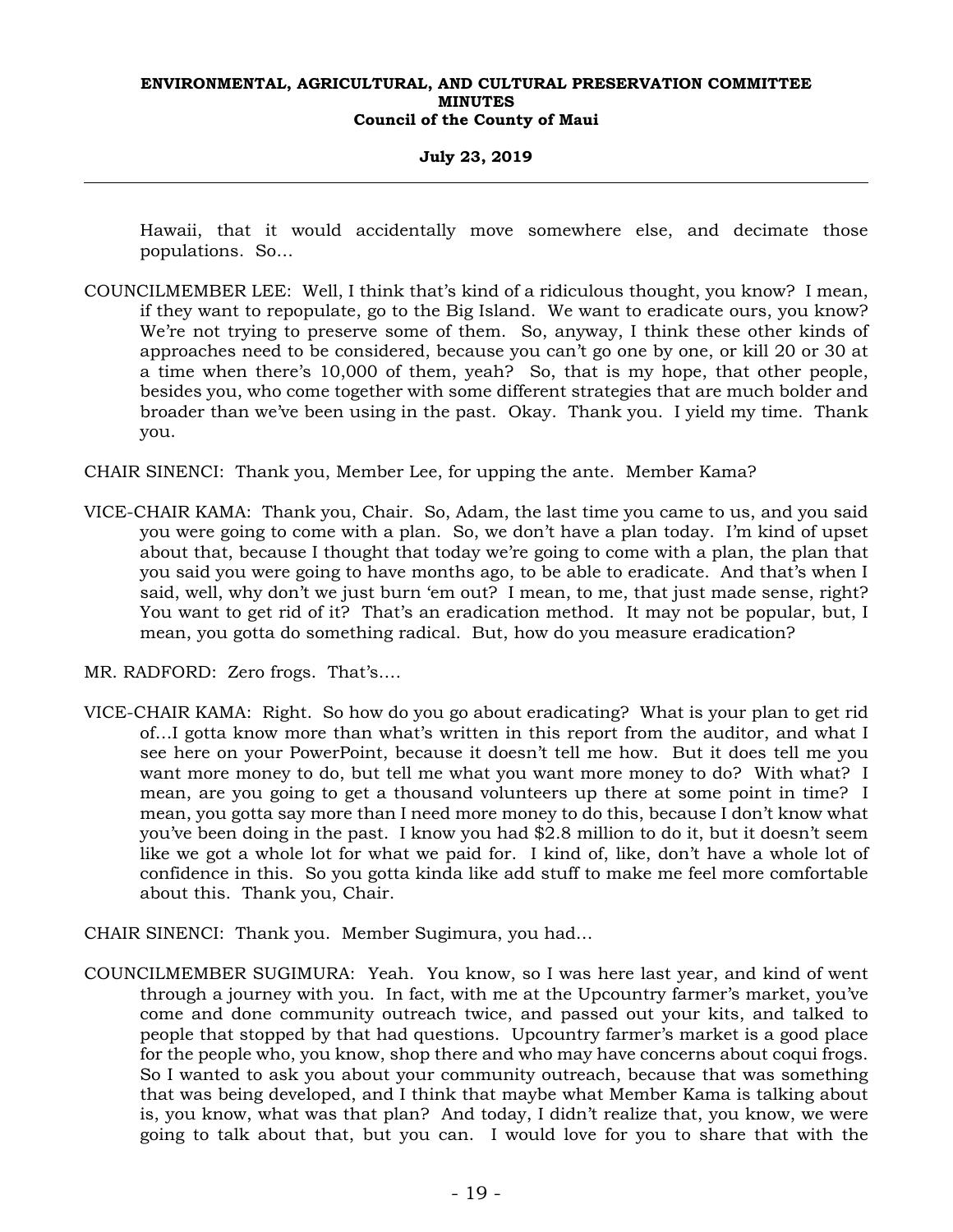Hawaii, that it would accidentally move somewhere else, and decimate those populations. So…

COUNCILMEMBER LEE: Well, I think that's kind of a ridiculous thought, you know? I mean, if they want to repopulate, go to the Big Island. We want to eradicate ours, you know? We're not trying to preserve some of them. So, anyway, I think these other kinds of approaches need to be considered, because you can't go one by one, or kill 20 or 30 at a time when there's 10,000 of them, yeah? So, that is my hope, that other people, besides you, who come together with some different strategies that are much bolder and broader than we've been using in the past. Okay. Thank you. I yield my time. Thank you.

CHAIR SINENCI: Thank you, Member Lee, for upping the ante. Member Kama?

VICE-CHAIR KAMA: Thank you, Chair. So, Adam, the last time you came to us, and you said you were going to come with a plan. So, we don't have a plan today. I'm kind of upset about that, because I thought that today we're going to come with a plan, the plan that you said you were going to have months ago, to be able to eradicate. And that's when I said, well, why don't we just burn 'em out? I mean, to me, that just made sense, right? You want to get rid of it? That's an eradication method. It may not be popular, but, I mean, you gotta do something radical. But, how do you measure eradication?

MR. RADFORD: Zero frogs. That's….

VICE-CHAIR KAMA: Right. So how do you go about eradicating? What is your plan to get rid of…I gotta know more than what's written in this report from the auditor, and what I see here on your PowerPoint, because it doesn't tell me how. But it does tell me you want more money to do, but tell me what you want more money to do? With what? I mean, are you going to get a thousand volunteers up there at some point in time? I mean, you gotta say more than I need more money to do this, because I don't know what you've been doing in the past. I know you had $2.8 million to do it, but it doesn't seem like we got a whole lot for what we paid for. I kind of, like, don't have a whole lot of confidence in this. So you gotta kinda like add stuff to make me feel more comfortable about this. Thank you, Chair.

CHAIR SINENCI: Thank you. Member Sugimura, you had…

COUNCILMEMBER SUGIMURA: Yeah. You know, so I was here last year, and kind of went through a journey with you. In fact, with me at the Upcountry farmer's market, you've come and done community outreach twice, and passed out your kits, and talked to people that stopped by that had questions. Upcountry farmer's market is a good place for the people who, you know, shop there and who may have concerns about coqui frogs. So I wanted to ask you about your community outreach, because that was something that was being developed, and I think that maybe what Member Kama is talking about is, you know, what was that plan? And today, I didn't realize that, you know, we were going to talk about that, but you can. I would love for you to share that with the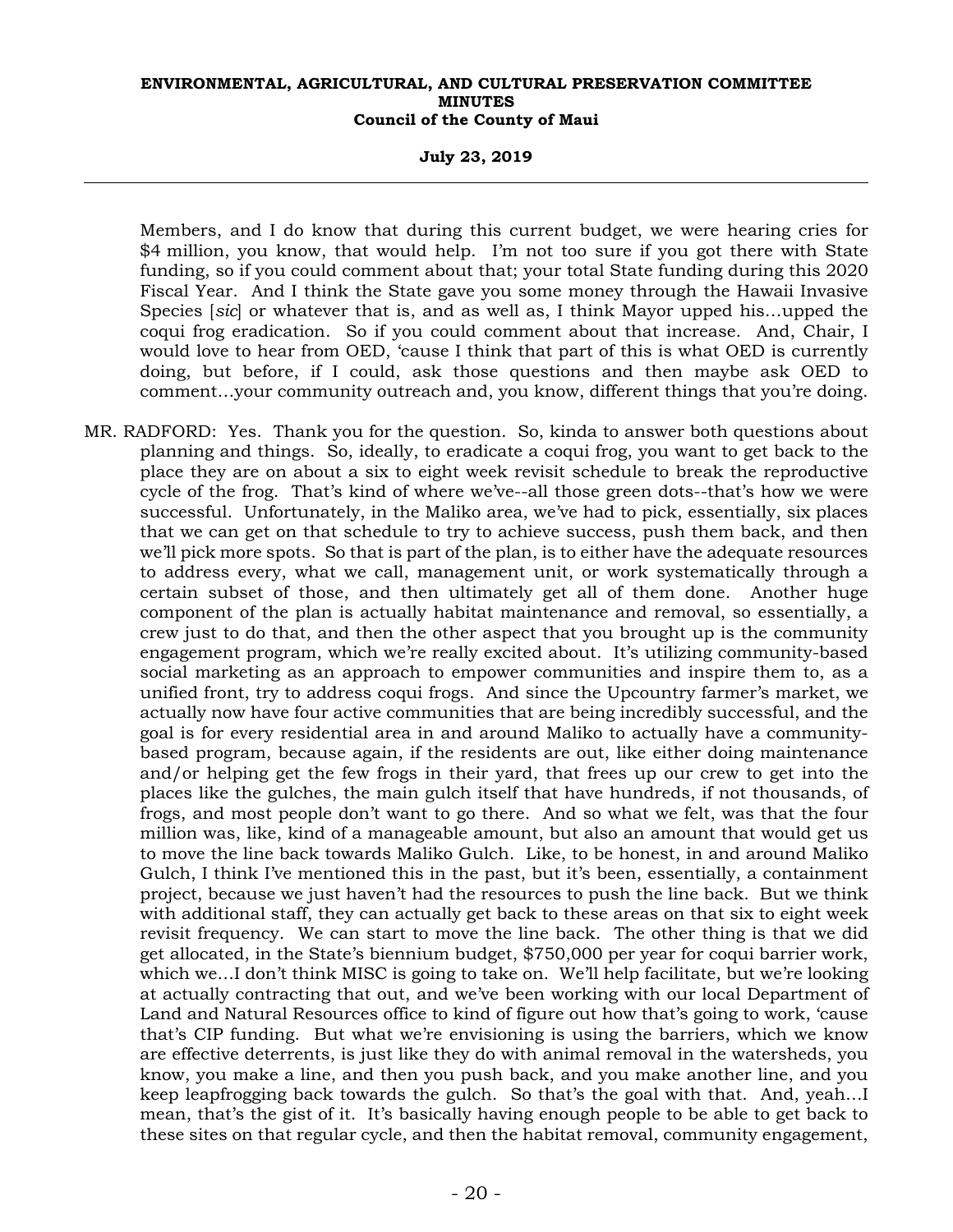Members, and I do know that during this current budget, we were hearing cries for $4 million, you know, that would help. I'm not too sure if you got there with State funding, so if you could comment about that; your total State funding during this 2020 Fiscal Year. And I think the State gave you some money through the Hawaii Invasive Species [*sic*] or whatever that is, and as well as, I think Mayor upped his…upped the coqui frog eradication. So if you could comment about that increase. And, Chair, I would love to hear from OED, 'cause I think that part of this is what OED is currently doing, but before, if I could, ask those questions and then maybe ask OED to comment…your community outreach and, you know, different things that you're doing.

MR. RADFORD: Yes. Thank you for the question. So, kinda to answer both questions about planning and things. So, ideally, to eradicate a coqui frog, you want to get back to the place they are on about a six to eight week revisit schedule to break the reproductive cycle of the frog. That's kind of where we've--all those green dots--that's how we were successful. Unfortunately, in the Maliko area, we've had to pick, essentially, six places that we can get on that schedule to try to achieve success, push them back, and then we'll pick more spots. So that is part of the plan, is to either have the adequate resources to address every, what we call, management unit, or work systematically through a certain subset of those, and then ultimately get all of them done. Another huge component of the plan is actually habitat maintenance and removal, so essentially, a crew just to do that, and then the other aspect that you brought up is the community engagement program, which we're really excited about. It's utilizing community-based social marketing as an approach to empower communities and inspire them to, as a unified front, try to address coqui frogs. And since the Upcountry farmer's market, we actually now have four active communities that are being incredibly successful, and the goal is for every residential area in and around Maliko to actually have a community-based program, because again, if the residents are out, like either doing maintenance and/or helping get the few frogs in their yard, that frees up our crew to get into the places like the gulches, the main gulch itself that have hundreds, if not thousands, of frogs, and most people don't want to go there. And so what we felt, was that the four million was, like, kind of a manageable amount, but also an amount that would get us to move the line back towards Maliko Gulch. Like, to be honest, in and around Maliko Gulch, I think I've mentioned this in the past, but it's been, essentially, a containment project, because we just haven't had the resources to push the line back. But we think with additional staff, they can actually get back to these areas on that six to eight week revisit frequency. We can start to move the line back. The other thing is that we did get allocated, in the State's biennium budget, $750,000 per year for coqui barrier work, which we…I don't think MISC is going to take on. We'll help facilitate, but we're looking at actually contracting that out, and we've been working with our local Department of Land and Natural Resources office to kind of figure out how that's going to work, 'cause that's CIP funding. But what we're envisioning is using the barriers, which we know are effective deterrents, is just like they do with animal removal in the watersheds, you know, you make a line, and then you push back, and you make another line, and you keep leapfrogging back towards the gulch. So that's the goal with that. And, yeah…I mean, that's the gist of it. It's basically having enough people to be able to get back to these sites on that regular cycle, and then the habitat removal, community engagement,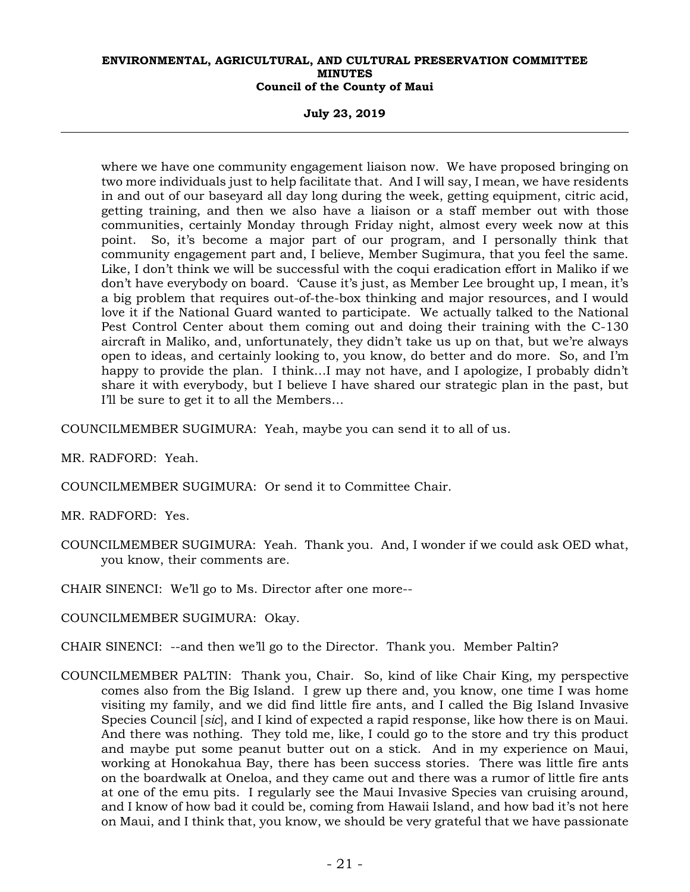where we have one community engagement liaison now. We have proposed bringing on two more individuals just to help facilitate that. And I will say, I mean, we have residents in and out of our baseyard all day long during the week, getting equipment, citric acid, getting training, and then we also have a liaison or a staff member out with those communities, certainly Monday through Friday night, almost every week now at this point. So, it's become a major part of our program, and I personally think that community engagement part and, I believe, Member Sugimura, that you feel the same. Like, I don't think we will be successful with the coqui eradication effort in Maliko if we don't have everybody on board. 'Cause it's just, as Member Lee brought up, I mean, it's a big problem that requires out-of-the-box thinking and major resources, and I would love it if the National Guard wanted to participate. We actually talked to the National Pest Control Center about them coming out and doing their training with the C-130 aircraft in Maliko, and, unfortunately, they didn't take us up on that, but we're always open to ideas, and certainly looking to, you know, do better and do more. So, and I'm happy to provide the plan. I think...I may not have, and I apologize, I probably didn't share it with everybody, but I believe I have shared our strategic plan in the past, but I'll be sure to get it to all the Members...

COUNCILMEMBER SUGIMURA: Yeah, maybe you can send it to all of us.

MR. RADFORD: Yeah.

COUNCILMEMBER SUGIMURA: Or send it to Committee Chair.

MR. RADFORD: Yes.

COUNCILMEMBER SUGIMURA: Yeah. Thank you. And, I wonder if we could ask OED what, you know, their comments are.

CHAIR SINENCI: We'll go to Ms. Director after one more--

COUNCILMEMBER SUGIMURA: Okay.

CHAIR SINENCI: --and then we'll go to the Director. Thank you. Member Paltin?

COUNCILMEMBER PALTIN: Thank you, Chair. So, kind of like Chair King, my perspective comes also from the Big Island. I grew up there and, you know, one time I was home visiting my family, and we did find little fire ants, and I called the Big Island Invasive Species Council [*sic*], and I kind of expected a rapid response, like how there is on Maui. And there was nothing. They told me, like, I could go to the store and try this product and maybe put some peanut butter out on a stick. And in my experience on Maui, working at Honokahua Bay, there has been success stories. There was little fire ants on the boardwalk at Oneloa, and they came out and there was a rumor of little fire ants at one of the emu pits. I regularly see the Maui Invasive Species van cruising around, and I know of how bad it could be, coming from Hawaii Island, and how bad it's not here on Maui, and I think that, you know, we should be very grateful that we have passionate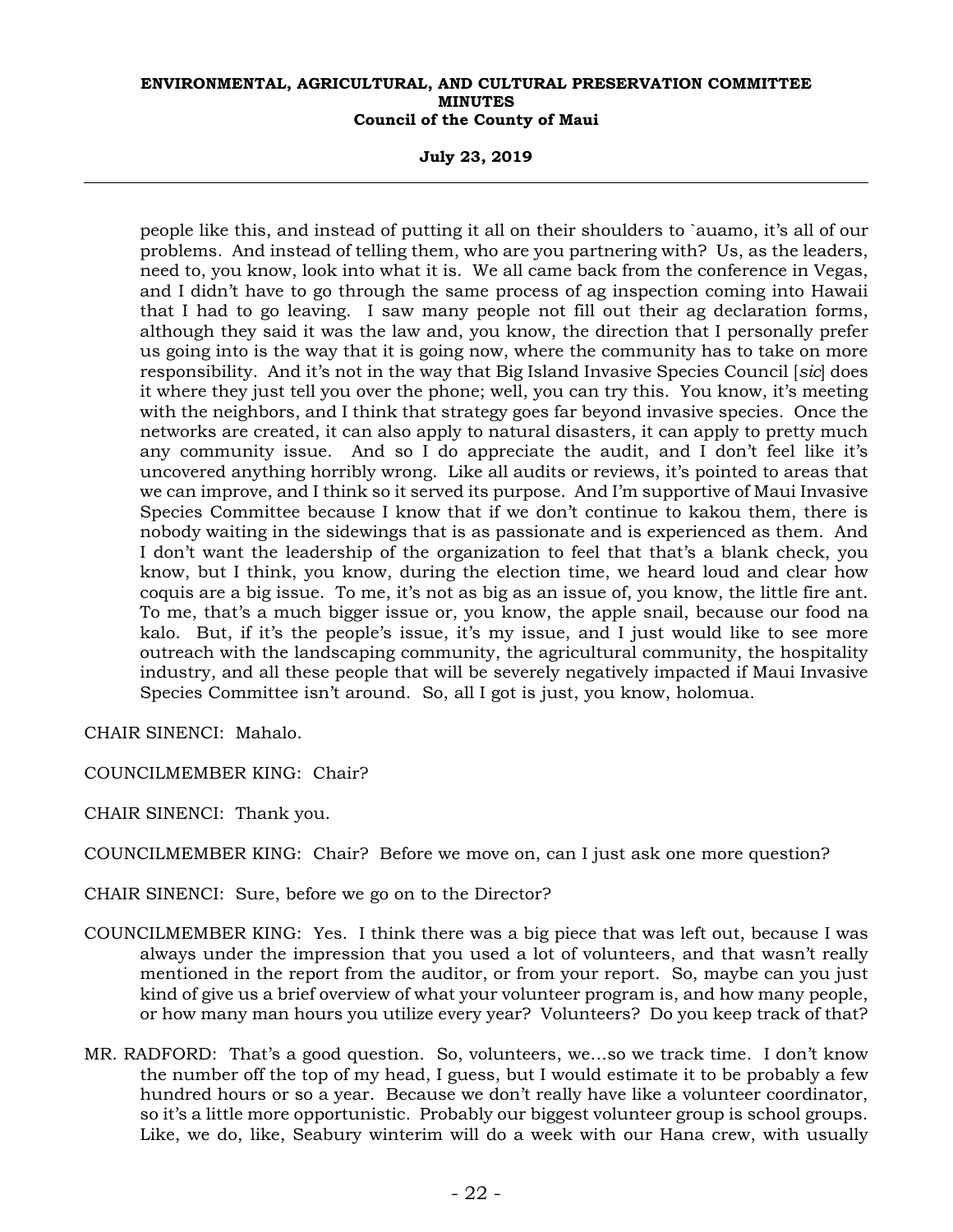people like this, and instead of putting it all on their shoulders to `auamo, it's all of our problems. And instead of telling them, who are you partnering with? Us, as the leaders, need to, you know, look into what it is. We all came back from the conference in Vegas, and I didn't have to go through the same process of ag inspection coming into Hawaii that I had to go leaving. I saw many people not fill out their ag declaration forms, although they said it was the law and, you know, the direction that I personally prefer us going into is the way that it is going now, where the community has to take on more responsibility. And it's not in the way that Big Island Invasive Species Council [*sic*] does it where they just tell you over the phone; well, you can try this. You know, it's meeting with the neighbors, and I think that strategy goes far beyond invasive species. Once the networks are created, it can also apply to natural disasters, it can apply to pretty much any community issue. And so I do appreciate the audit, and I don't feel like it's uncovered anything horribly wrong. Like all audits or reviews, it's pointed to areas that we can improve, and I think so it served its purpose. And I'm supportive of Maui Invasive Species Committee because I know that if we don't continue to kakou them, there is nobody waiting in the sidewings that is as passionate and is experienced as them. And I don't want the leadership of the organization to feel that that's a blank check, you know, but I think, you know, during the election time, we heard loud and clear how coquis are a big issue. To me, it's not as big as an issue of, you know, the little fire ant. To me, that's a much bigger issue or, you know, the apple snail, because our food na kalo. But, if it's the people's issue, it's my issue, and I just would like to see more outreach with the landscaping community, the agricultural community, the hospitality industry, and all these people that will be severely negatively impacted if Maui Invasive Species Committee isn't around. So, all I got is just, you know, holomua.

CHAIR SINENCI: Mahalo.

COUNCILMEMBER KING: Chair?

CHAIR SINENCI: Thank you.

COUNCILMEMBER KING: Chair? Before we move on, can I just ask one more question?

CHAIR SINENCI: Sure, before we go on to the Director?

COUNCILMEMBER KING: Yes. I think there was a big piece that was left out, because I was always under the impression that you used a lot of volunteers, and that wasn't really mentioned in the report from the auditor, or from your report. So, maybe can you just kind of give us a brief overview of what your volunteer program is, and how many people, or how many man hours you utilize every year? Volunteers? Do you keep track of that?

MR. RADFORD: That's a good question. So, volunteers, we...so we track time. I don't know the number off the top of my head, I guess, but I would estimate it to be probably a few hundred hours or so a year. Because we don't really have like a volunteer coordinator, so it's a little more opportunistic. Probably our biggest volunteer group is school groups. Like, we do, like, Seabury winterim will do a week with our Hana crew, with usually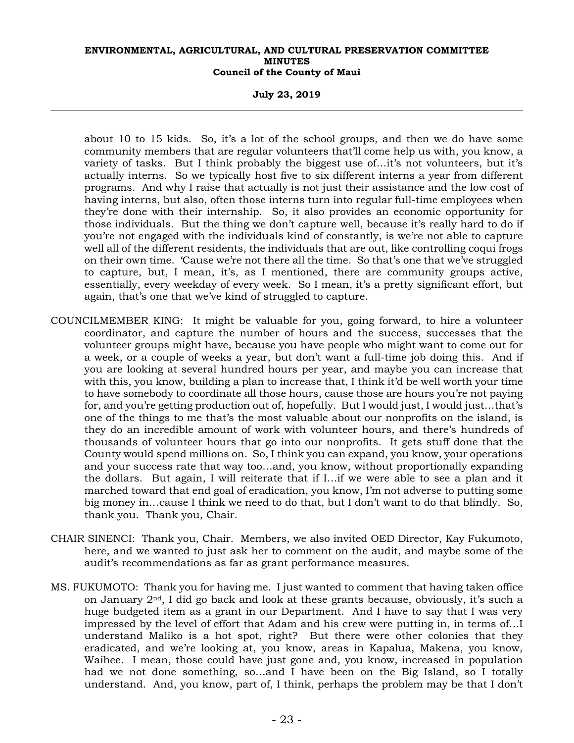about 10 to 15 kids. So, it's a lot of the school groups, and then we do have some community members that are regular volunteers that'll come help us with, you know, a variety of tasks. But I think probably the biggest use of…it's not volunteers, but it's actually interns. So we typically host five to six different interns a year from different programs. And why I raise that actually is not just their assistance and the low cost of having interns, but also, often those interns turn into regular full-time employees when they're done with their internship. So, it also provides an economic opportunity for those individuals. But the thing we don't capture well, because it's really hard to do if you're not engaged with the individuals kind of constantly, is we're not able to capture well all of the different residents, the individuals that are out, like controlling coqui frogs on their own time. 'Cause we're not there all the time. So that's one that we've struggled to capture, but, I mean, it's, as I mentioned, there are community groups active, essentially, every weekday of every week. So I mean, it's a pretty significant effort, but again, that's one that we've kind of struggled to capture.

COUNCILMEMBER KING: It might be valuable for you, going forward, to hire a volunteer coordinator, and capture the number of hours and the success, successes that the volunteer groups might have, because you have people who might want to come out for a week, or a couple of weeks a year, but don't want a full-time job doing this. And if you are looking at several hundred hours per year, and maybe you can increase that with this, you know, building a plan to increase that, I think it'd be well worth your time to have somebody to coordinate all those hours, cause those are hours you're not paying for, and you're getting production out of, hopefully. But I would just, I would just…that's one of the things to me that's the most valuable about our nonprofits on the island, is they do an incredible amount of work with volunteer hours, and there's hundreds of thousands of volunteer hours that go into our nonprofits. It gets stuff done that the County would spend millions on. So, I think you can expand, you know, your operations and your success rate that way too…and, you know, without proportionally expanding the dollars. But again, I will reiterate that if I…if we were able to see a plan and it marched toward that end goal of eradication, you know, I'm not adverse to putting some big money in…cause I think we need to do that, but I don't want to do that blindly. So, thank you. Thank you, Chair.

CHAIR SINENCI: Thank you, Chair. Members, we also invited OED Director, Kay Fukumoto, here, and we wanted to just ask her to comment on the audit, and maybe some of the audit's recommendations as far as grant performance measures.

MS. FUKUMOTO: Thank you for having me. I just wanted to comment that having taken office on January 2nd, I did go back and look at these grants because, obviously, it's such a huge budgeted item as a grant in our Department. And I have to say that I was very impressed by the level of effort that Adam and his crew were putting in, in terms of…I understand Maliko is a hot spot, right? But there were other colonies that they eradicated, and we're looking at, you know, areas in Kapalua, Makena, you know, Waihee. I mean, those could have just gone and, you know, increased in population had we not done something, so…and I have been on the Big Island, so I totally understand. And, you know, part of, I think, perhaps the problem may be that I don't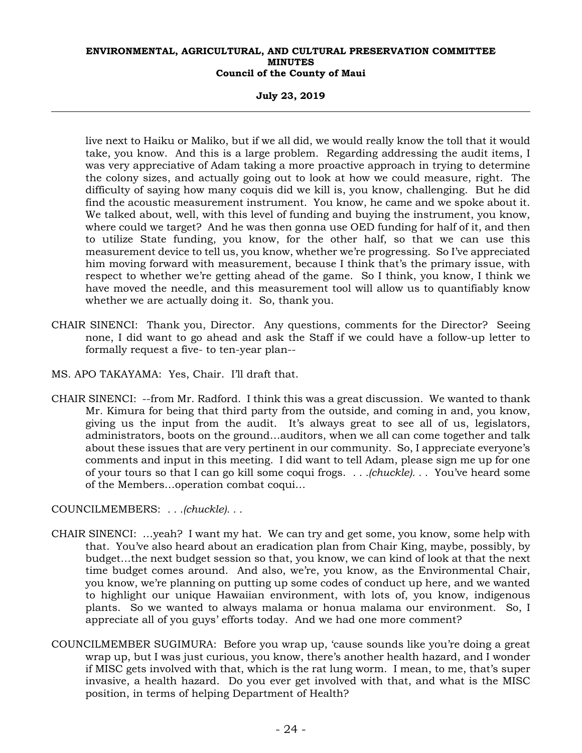live next to Haiku or Maliko, but if we all did, we would really know the toll that it would take, you know. And this is a large problem. Regarding addressing the audit items, I was very appreciative of Adam taking a more proactive approach in trying to determine the colony sizes, and actually going out to look at how we could measure, right. The difficulty of saying how many coquis did we kill is, you know, challenging. But he did find the acoustic measurement instrument. You know, he came and we spoke about it. We talked about, well, with this level of funding and buying the instrument, you know, where could we target? And he was then gonna use OED funding for half of it, and then to utilize State funding, you know, for the other half, so that we can use this measurement device to tell us, you know, whether we're progressing. So I've appreciated him moving forward with measurement, because I think that's the primary issue, with respect to whether we're getting ahead of the game. So I think, you know, I think we have moved the needle, and this measurement tool will allow us to quantifiably know whether we are actually doing it. So, thank you.

CHAIR SINENCI: Thank you, Director. Any questions, comments for the Director? Seeing none, I did want to go ahead and ask the Staff if we could have a follow-up letter to formally request a five- to ten-year plan--

MS. APO TAKAYAMA: Yes, Chair. I'll draft that.

CHAIR SINENCI: --from Mr. Radford. I think this was a great discussion. We wanted to thank Mr. Kimura for being that third party from the outside, and coming in and, you know, giving us the input from the audit. It's always great to see all of us, legislators, administrators, boots on the ground…auditors, when we all can come together and talk about these issues that are very pertinent in our community. So, I appreciate everyone's comments and input in this meeting. I did want to tell Adam, please sign me up for one of your tours so that I can go kill some coqui frogs. *. . .(chuckle). . .* You've heard some of the Members…operation combat coqui…

COUNCILMEMBERS: *. . .(chuckle). . .*

CHAIR SINENCI: …yeah? I want my hat. We can try and get some, you know, some help with that. You've also heard about an eradication plan from Chair King, maybe, possibly, by budget…the next budget session so that, you know, we can kind of look at that the next time budget comes around. And also, we're, you know, as the Environmental Chair, you know, we're planning on putting up some codes of conduct up here, and we wanted to highlight our unique Hawaiian environment, with lots of, you know, indigenous plants. So we wanted to always malama or honua malama our environment. So, I appreciate all of you guys' efforts today. And we had one more comment?

COUNCILMEMBER SUGIMURA: Before you wrap up, 'cause sounds like you're doing a great wrap up, but I was just curious, you know, there's another health hazard, and I wonder if MISC gets involved with that, which is the rat lung worm. I mean, to me, that's super invasive, a health hazard. Do you ever get involved with that, and what is the MISC position, in terms of helping Department of Health?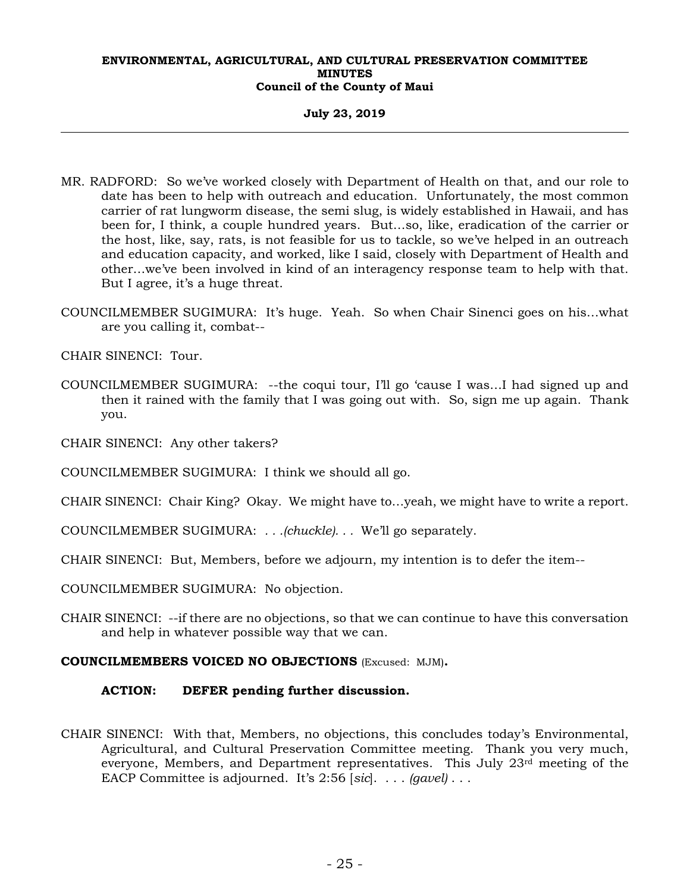MR. RADFORD: So we've worked closely with Department of Health on that, and our role to date has been to help with outreach and education. Unfortunately, the most common carrier of rat lungworm disease, the semi slug, is widely established in Hawaii, and has been for, I think, a couple hundred years. But…so, like, eradication of the carrier or the host, like, say, rats, is not feasible for us to tackle, so we've helped in an outreach and education capacity, and worked, like I said, closely with Department of Health and other…we've been involved in kind of an interagency response team to help with that. But I agree, it's a huge threat.

COUNCILMEMBER SUGIMURA: It's huge. Yeah. So when Chair Sinenci goes on his…what are you calling it, combat--

CHAIR SINENCI: Tour.

COUNCILMEMBER SUGIMURA: --the coqui tour, I'll go 'cause I was…I had signed up and then it rained with the family that I was going out with. So, sign me up again. Thank you.

CHAIR SINENCI: Any other takers?

COUNCILMEMBER SUGIMURA: I think we should all go.

CHAIR SINENCI: Chair King? Okay. We might have to…yeah, we might have to write a report.

COUNCILMEMBER SUGIMURA: . . .*(chuckle)*. . . We'll go separately.

CHAIR SINENCI: But, Members, before we adjourn, my intention is to defer the item--

COUNCILMEMBER SUGIMURA: No objection.

CHAIR SINENCI: --if there are no objections, so that we can continue to have this conversation and help in whatever possible way that we can.

**COUNCILMEMBERS VOICED NO OBJECTIONS** (Excused: MJM)**.**

**ACTION: DEFER pending further discussion.**

CHAIR SINENCI: With that, Members, no objections, this concludes today's Environmental, Agricultural, and Cultural Preservation Committee meeting. Thank you very much, everyone, Members, and Department representatives. This July 23rd meeting of the EACP Committee is adjourned. It's 2:56 [*sic*]. . . . *(gavel)* . . .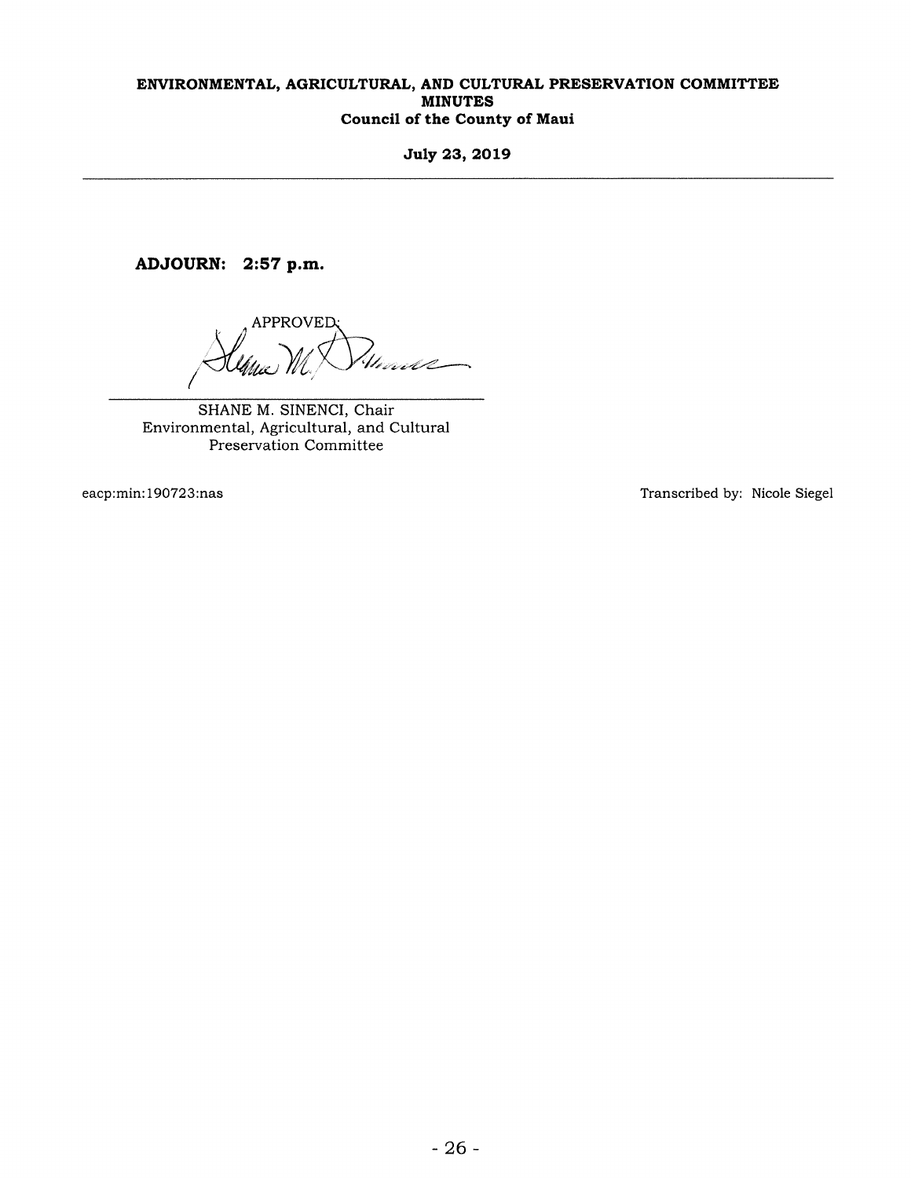**ADJOURN: 2:57 p.m.**

APPROVED:

SHANE M. SINENCI, Chair
Environmental, Agricultural, and Cultural
Preservation Committee

eacp:min:190723:nas

Transcribed by: Nicole Siegel